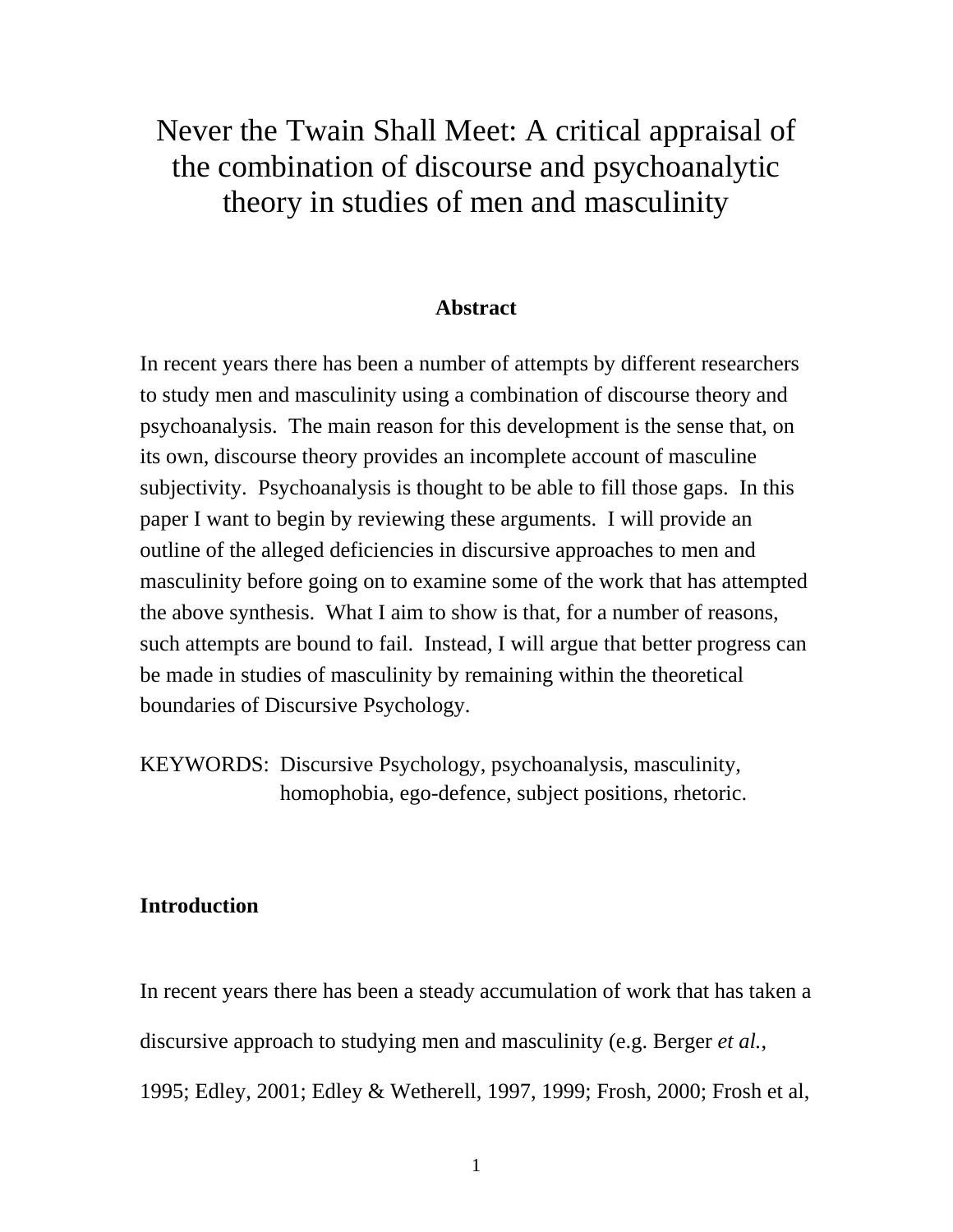# Never the Twain Shall Meet: A critical appraisal of the combination of discourse and psychoanalytic theory in studies of men and masculinity

**Abstract**

In recent years there has been a number of attempts by different researchers to study men and masculinity using a combination of discourse theory and psychoanalysis. The main reason for this development is the sense that, on its own, discourse theory provides an incomplete account of masculine subjectivity. Psychoanalysis is thought to be able to fill those gaps. In this paper I want to begin by reviewing these arguments. I will provide an outline of the alleged deficiencies in discursive approaches to men and masculinity before going on to examine some of the work that has attempted the above synthesis. What I aim to show is that, for a number of reasons, such attempts are bound to fail. Instead, I will argue that better progress can be made in studies of masculinity by remaining within the theoretical boundaries of Discursive Psychology.

KEYWORDS: Discursive Psychology, psychoanalysis, masculinity, homophobia, ego-defence, subject positions, rhetoric.

## Introduction

In recent years there has been a steady accumulation of work that has taken a discursive approach to studying men and masculinity (e.g. Berger *et al.*, 1995; Edley, 2001; Edley & Wetherell, 1997, 1999; Frosh, 2000; Frosh et al,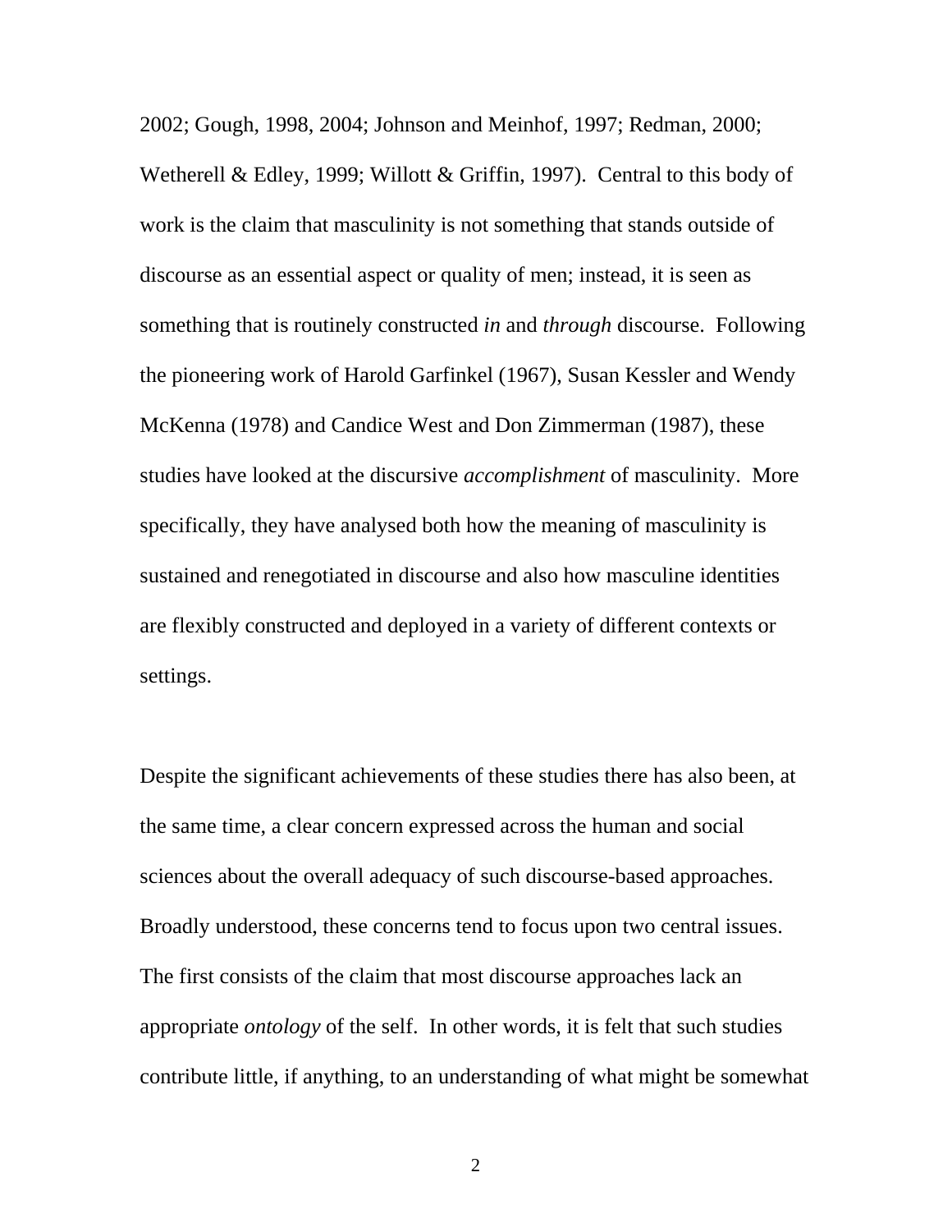2002; Gough, 1998, 2004; Johnson and Meinhof, 1997; Redman, 2000; Wetherell & Edley, 1999; Willott & Griffin, 1997). Central to this body of work is the claim that masculinity is not something that stands outside of discourse as an essential aspect or quality of men; instead, it is seen as something that is routinely constructed *in* and *through* discourse. Following the pioneering work of Harold Garfinkel (1967), Susan Kessler and Wendy McKenna (1978) and Candice West and Don Zimmerman (1987), these studies have looked at the discursive *accomplishment* of masculinity. More specifically, they have analysed both how the meaning of masculinity is sustained and renegotiated in discourse and also how masculine identities are flexibly constructed and deployed in a variety of different contexts or settings.

Despite the significant achievements of these studies there has also been, at the same time, a clear concern expressed across the human and social sciences about the overall adequacy of such discourse-based approaches. Broadly understood, these concerns tend to focus upon two central issues. The first consists of the claim that most discourse approaches lack an appropriate *ontology* of the self. In other words, it is felt that such studies contribute little, if anything, to an understanding of what might be somewhat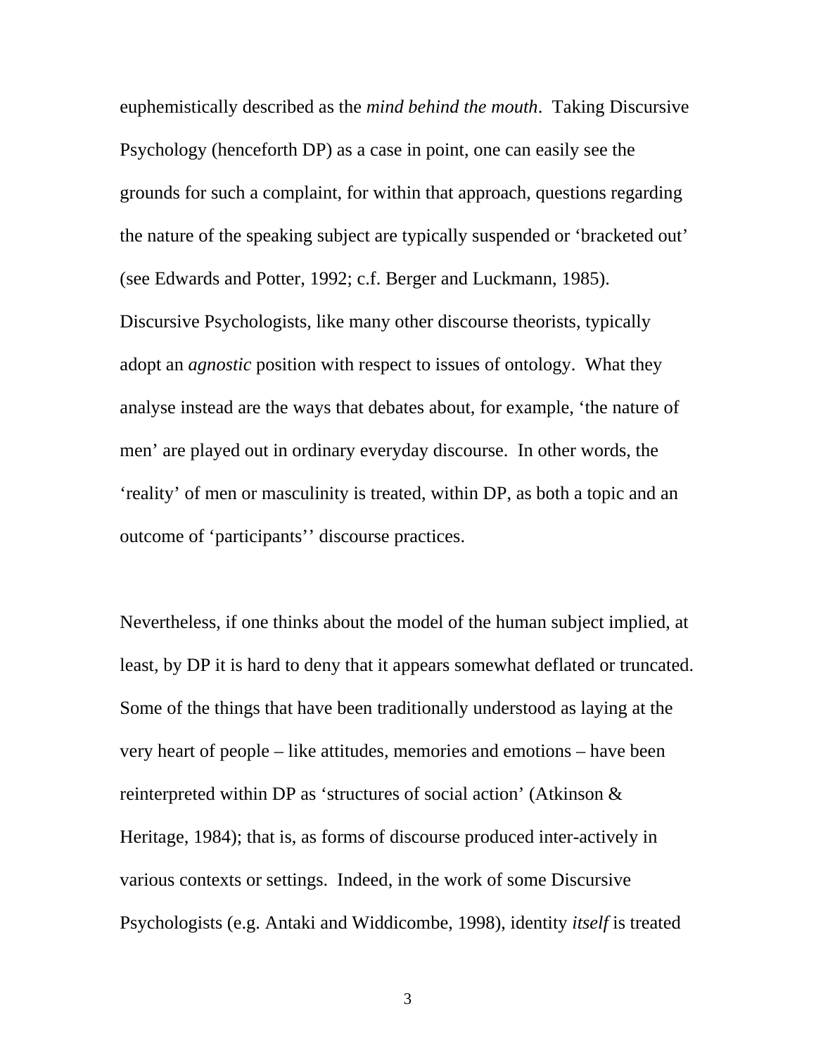euphemistically described as the *mind behind the mouth*. Taking Discursive Psychology (henceforth DP) as a case in point, one can easily see the grounds for such a complaint, for within that approach, questions regarding the nature of the speaking subject are typically suspended or 'bracketed out' (see Edwards and Potter, 1992; c.f. Berger and Luckmann, 1985). Discursive Psychologists, like many other discourse theorists, typically adopt an *agnostic* position with respect to issues of ontology. What they analyse instead are the ways that debates about, for example, 'the nature of men' are played out in ordinary everyday discourse. In other words, the 'reality' of men or masculinity is treated, within DP, as both a topic and an outcome of 'participants'' discourse practices.

Nevertheless, if one thinks about the model of the human subject implied, at least, by DP it is hard to deny that it appears somewhat deflated or truncated. Some of the things that have been traditionally understood as laying at the very heart of people – like attitudes, memories and emotions – have been reinterpreted within DP as 'structures of social action' (Atkinson & Heritage, 1984); that is, as forms of discourse produced inter-actively in various contexts or settings. Indeed, in the work of some Discursive Psychologists (e.g. Antaki and Widdicombe, 1998), identity *itself* is treated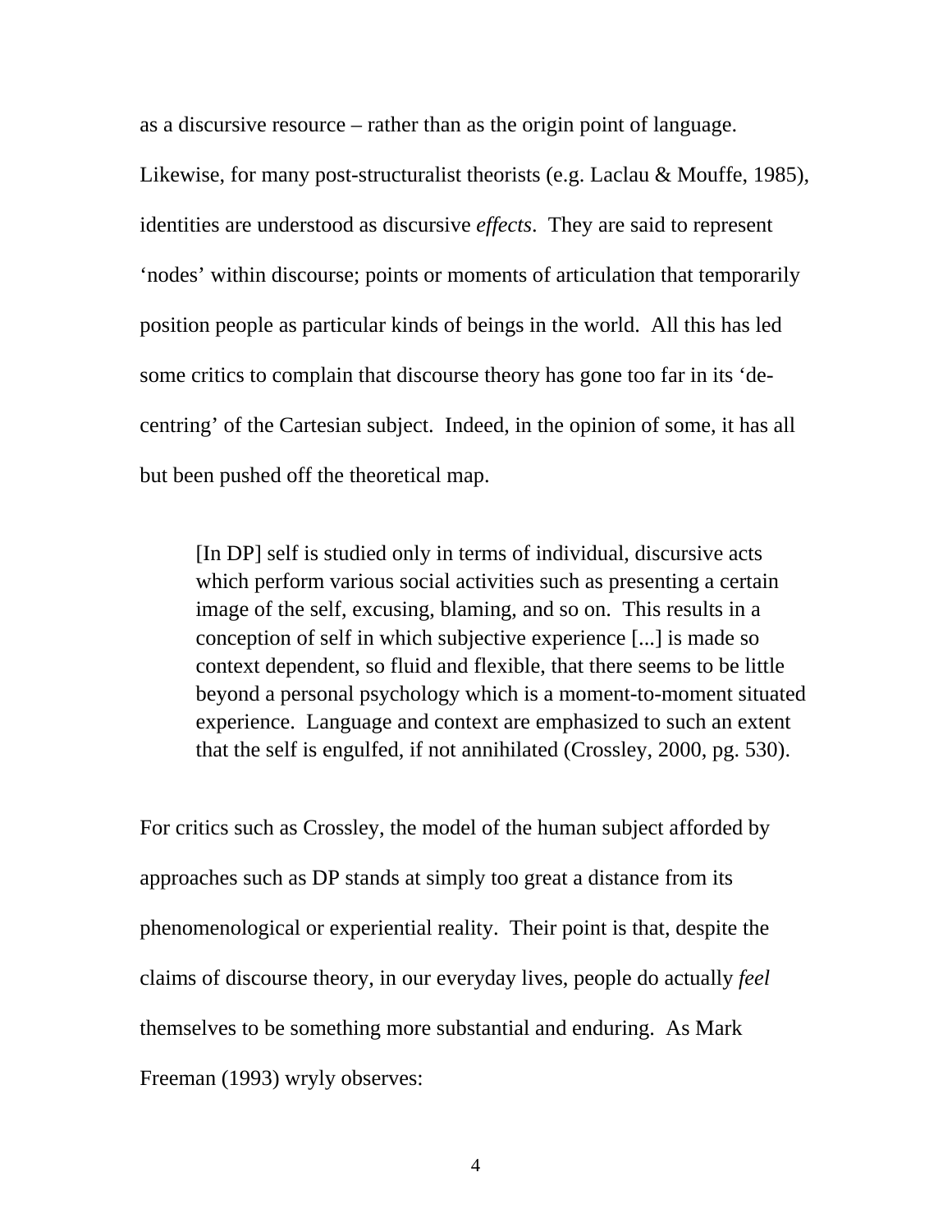as a discursive resource – rather than as the origin point of language. Likewise, for many post-structuralist theorists (e.g. Laclau & Mouffe, 1985), identities are understood as discursive *effects*. They are said to represent 'nodes' within discourse; points or moments of articulation that temporarily position people as particular kinds of beings in the world. All this has led some critics to complain that discourse theory has gone too far in its 'de-centring' of the Cartesian subject. Indeed, in the opinion of some, it has all but been pushed off the theoretical map.

> [In DP] self is studied only in terms of individual, discursive acts which perform various social activities such as presenting a certain image of the self, excusing, blaming, and so on. This results in a conception of self in which subjective experience [...] is made so context dependent, so fluid and flexible, that there seems to be little beyond a personal psychology which is a moment-to-moment situated experience. Language and context are emphasized to such an extent that the self is engulfed, if not annihilated (Crossley, 2000, pg. 530).

For critics such as Crossley, the model of the human subject afforded by approaches such as DP stands at simply too great a distance from its phenomenological or experiential reality. Their point is that, despite the claims of discourse theory, in our everyday lives, people do actually *feel* themselves to be something more substantial and enduring. As Mark Freeman (1993) wryly observes: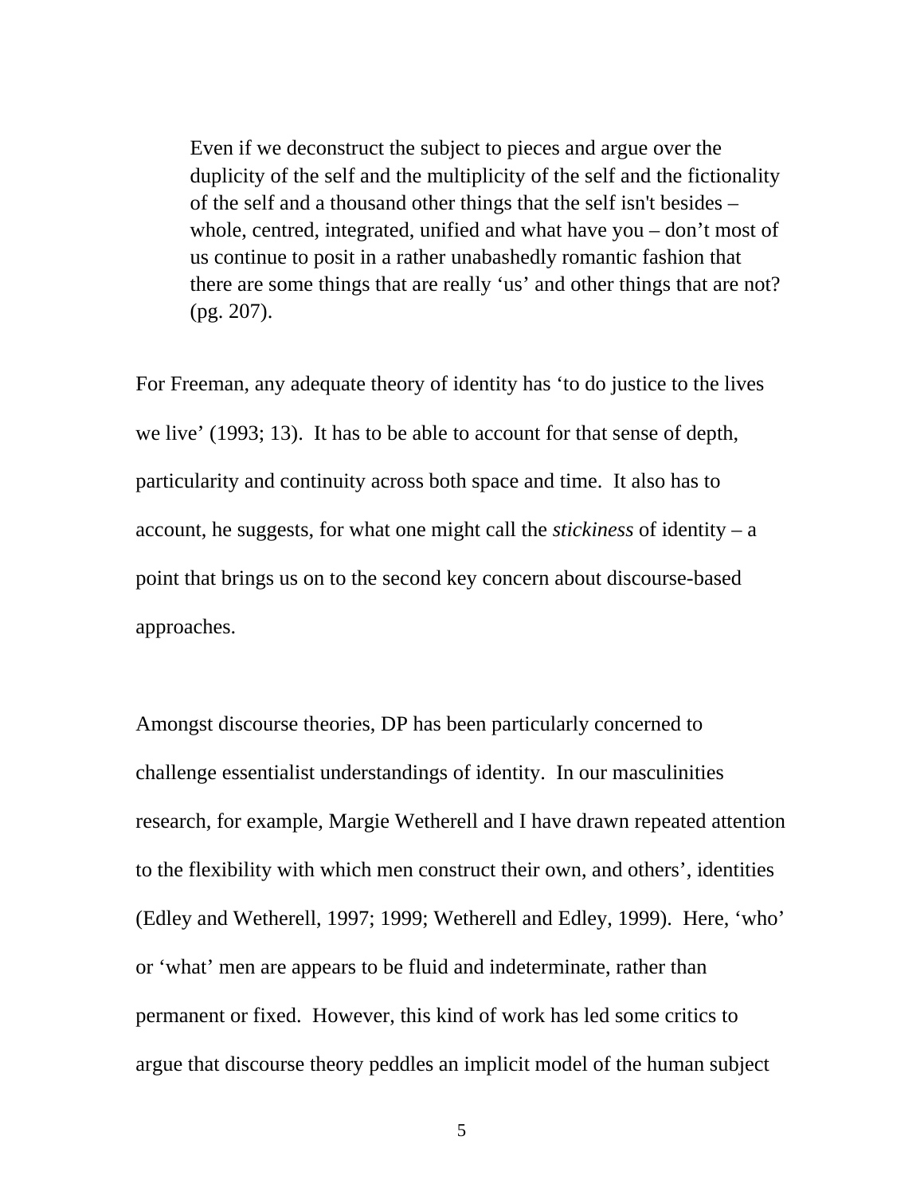> Even if we deconstruct the subject to pieces and argue over the duplicity of the self and the multiplicity of the self and the fictionality of the self and a thousand other things that the self isn't besides – whole, centred, integrated, unified and what have you – don't most of us continue to posit in a rather unabashedly romantic fashion that there are some things that are really 'us' and other things that are not? (pg. 207).

For Freeman, any adequate theory of identity has 'to do justice to the lives we live' (1993; 13). It has to be able to account for that sense of depth, particularity and continuity across both space and time. It also has to account, he suggests, for what one might call the *stickiness* of identity – a point that brings us on to the second key concern about discourse-based approaches.

Amongst discourse theories, DP has been particularly concerned to challenge essentialist understandings of identity. In our masculinities research, for example, Margie Wetherell and I have drawn repeated attention to the flexibility with which men construct their own, and others', identities (Edley and Wetherell, 1997; 1999; Wetherell and Edley, 1999). Here, 'who' or 'what' men are appears to be fluid and indeterminate, rather than permanent or fixed. However, this kind of work has led some critics to argue that discourse theory peddles an implicit model of the human subject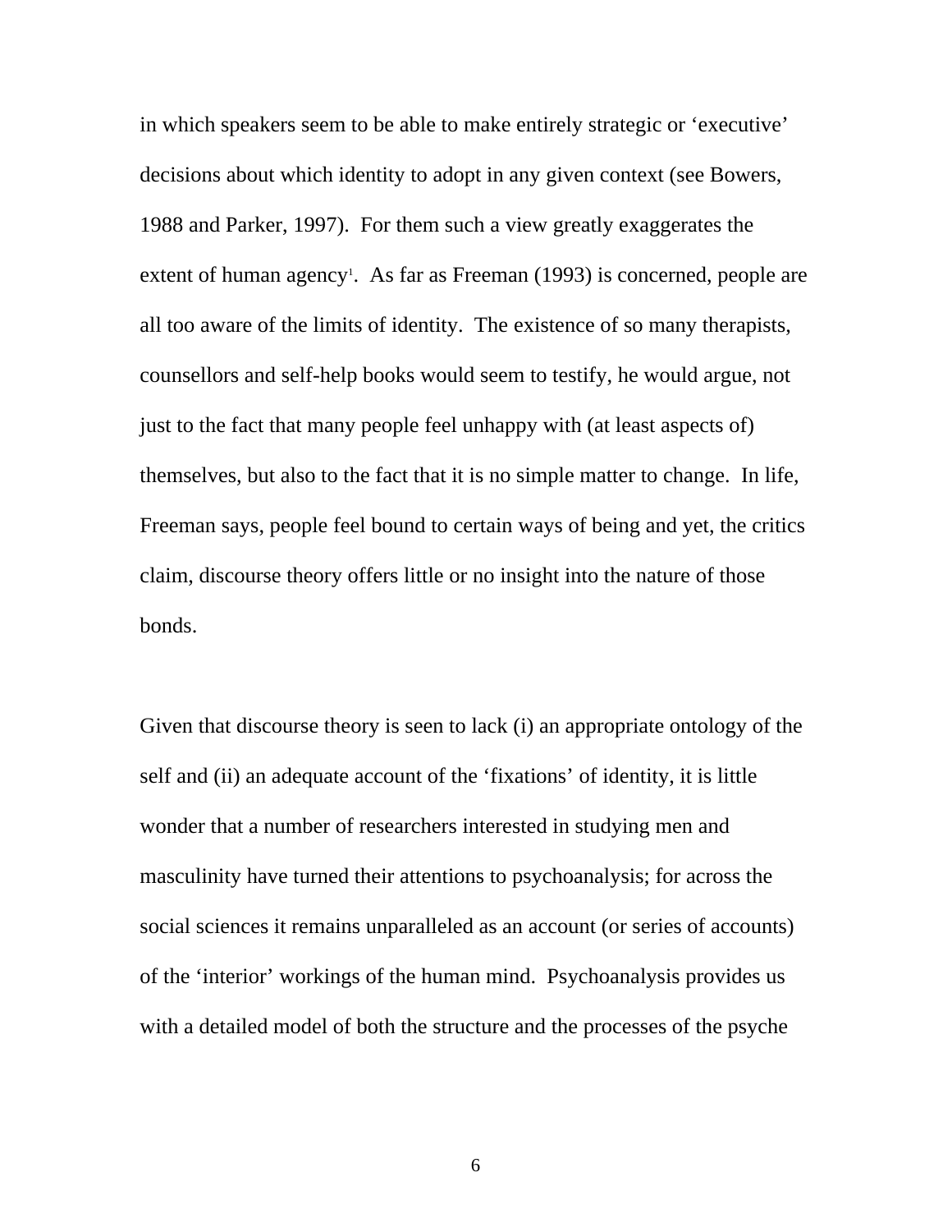in which speakers seem to be able to make entirely strategic or 'executive' decisions about which identity to adopt in any given context (see Bowers, 1988 and Parker, 1997). For them such a view greatly exaggerates the extent of human agency[1]. As far as Freeman (1993) is concerned, people are all too aware of the limits of identity. The existence of so many therapists, counsellors and self-help books would seem to testify, he would argue, not just to the fact that many people feel unhappy with (at least aspects of) themselves, but also to the fact that it is no simple matter to change. In life, Freeman says, people feel bound to certain ways of being and yet, the critics claim, discourse theory offers little or no insight into the nature of those bonds.

Given that discourse theory is seen to lack (i) an appropriate ontology of the self and (ii) an adequate account of the 'fixations' of identity, it is little wonder that a number of researchers interested in studying men and masculinity have turned their attentions to psychoanalysis; for across the social sciences it remains unparalleled as an account (or series of accounts) of the 'interior' workings of the human mind. Psychoanalysis provides us with a detailed model of both the structure and the processes of the psyche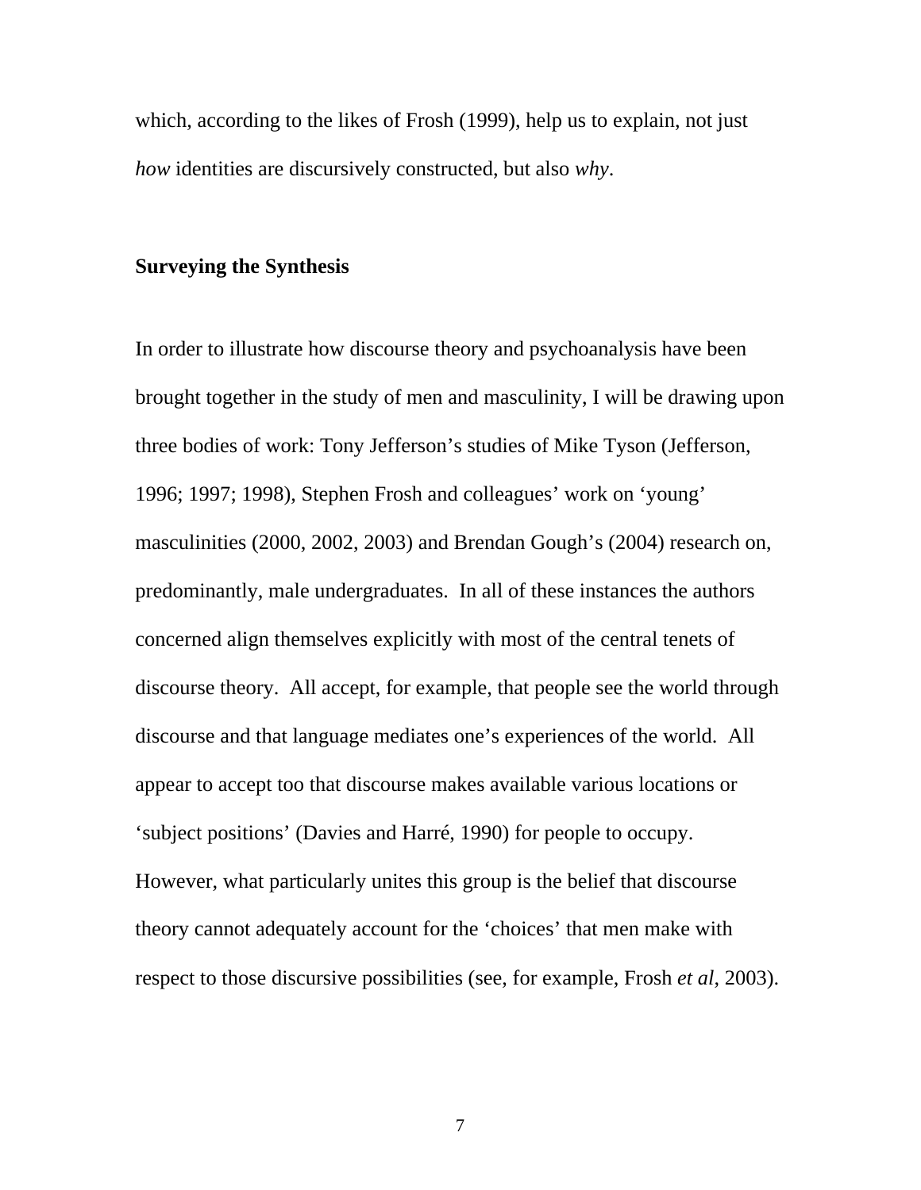which, according to the likes of Frosh (1999), help us to explain, not just *how* identities are discursively constructed, but also *why*.

## Surveying the Synthesis

In order to illustrate how discourse theory and psychoanalysis have been brought together in the study of men and masculinity, I will be drawing upon three bodies of work: Tony Jefferson's studies of Mike Tyson (Jefferson, 1996; 1997; 1998), Stephen Frosh and colleagues' work on 'young' masculinities (2000, 2002, 2003) and Brendan Gough's (2004) research on, predominantly, male undergraduates. In all of these instances the authors concerned align themselves explicitly with most of the central tenets of discourse theory. All accept, for example, that people see the world through discourse and that language mediates one's experiences of the world. All appear to accept too that discourse makes available various locations or 'subject positions' (Davies and Harré, 1990) for people to occupy. However, what particularly unites this group is the belief that discourse theory cannot adequately account for the 'choices' that men make with respect to those discursive possibilities (see, for example, Frosh *et al*, 2003).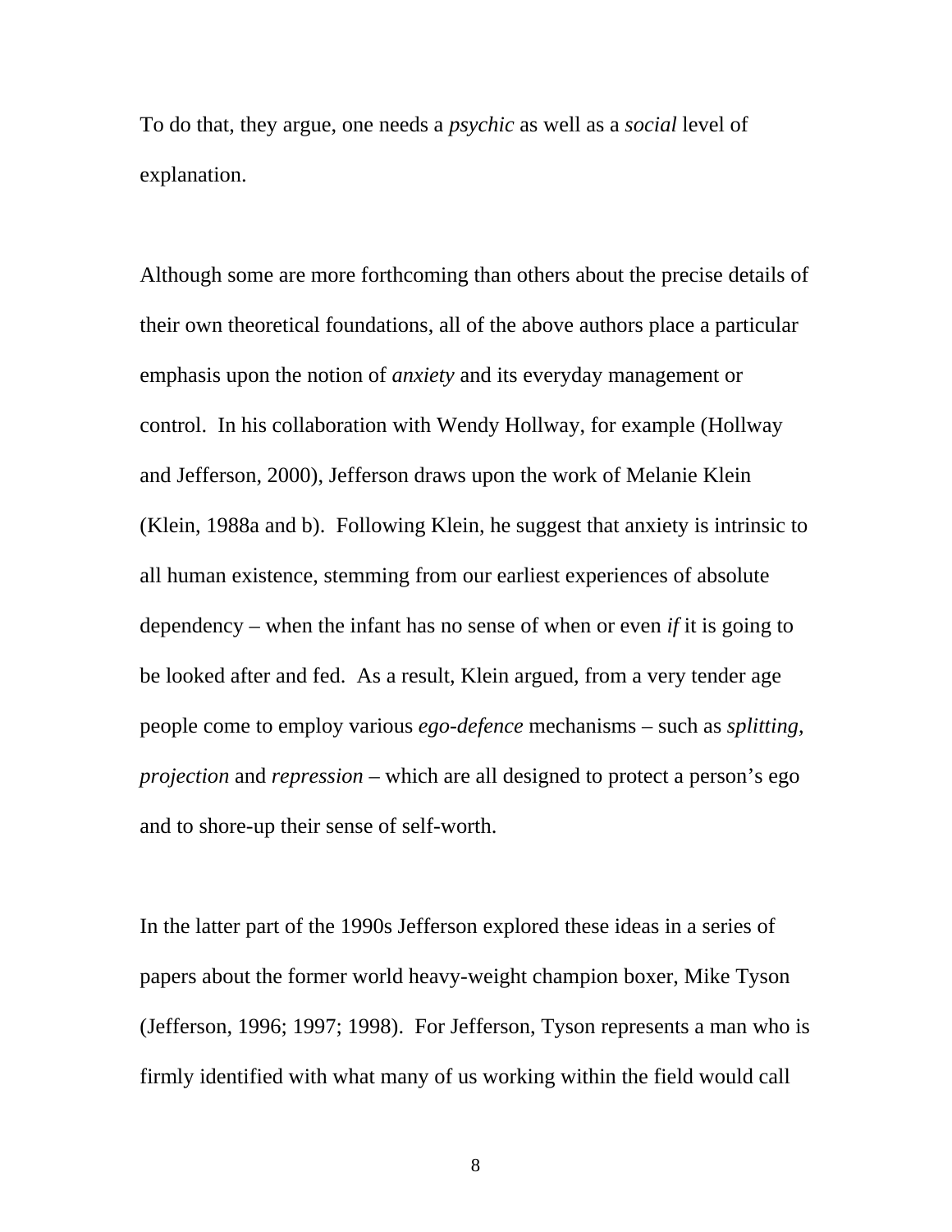To do that, they argue, one needs a *psychic* as well as a *social* level of explanation.

Although some are more forthcoming than others about the precise details of their own theoretical foundations, all of the above authors place a particular emphasis upon the notion of *anxiety* and its everyday management or control.  In his collaboration with Wendy Hollway, for example (Hollway and Jefferson, 2000), Jefferson draws upon the work of Melanie Klein (Klein, 1988a and b).  Following Klein, he suggest that anxiety is intrinsic to all human existence, stemming from our earliest experiences of absolute dependency – when the infant has no sense of when or even *if* it is going to be looked after and fed.  As a result, Klein argued, from a very tender age people come to employ various *ego-defence* mechanisms – such as *splitting*, *projection* and *repression* – which are all designed to protect a person's ego and to shore-up their sense of self-worth.

In the latter part of the 1990s Jefferson explored these ideas in a series of papers about the former world heavy-weight champion boxer, Mike Tyson (Jefferson, 1996; 1997; 1998).  For Jefferson, Tyson represents a man who is firmly identified with what many of us working within the field would call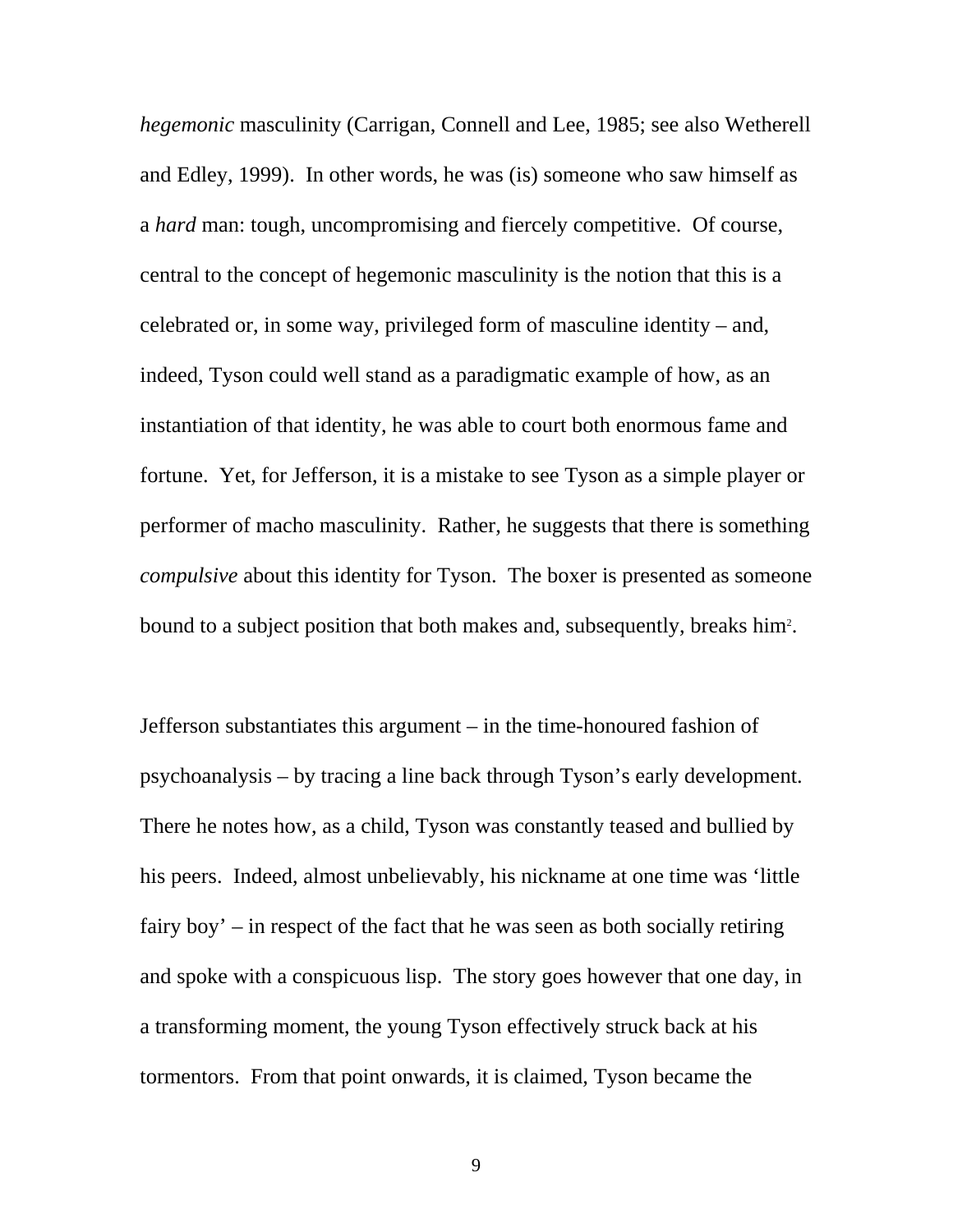*hegemonic* masculinity (Carrigan, Connell and Lee, 1985; see also Wetherell and Edley, 1999). In other words, he was (is) someone who saw himself as a *hard* man: tough, uncompromising and fiercely competitive. Of course, central to the concept of hegemonic masculinity is the notion that this is a celebrated or, in some way, privileged form of masculine identity – and, indeed, Tyson could well stand as a paradigmatic example of how, as an instantiation of that identity, he was able to court both enormous fame and fortune. Yet, for Jefferson, it is a mistake to see Tyson as a simple player or performer of macho masculinity. Rather, he suggests that there is something *compulsive* about this identity for Tyson. The boxer is presented as someone bound to a subject position that both makes and, subsequently, breaks him[2].

Jefferson substantiates this argument – in the time-honoured fashion of psychoanalysis – by tracing a line back through Tyson's early development. There he notes how, as a child, Tyson was constantly teased and bullied by his peers. Indeed, almost unbelievably, his nickname at one time was 'little fairy boy' – in respect of the fact that he was seen as both socially retiring and spoke with a conspicuous lisp. The story goes however that one day, in a transforming moment, the young Tyson effectively struck back at his tormentors. From that point onwards, it is claimed, Tyson became the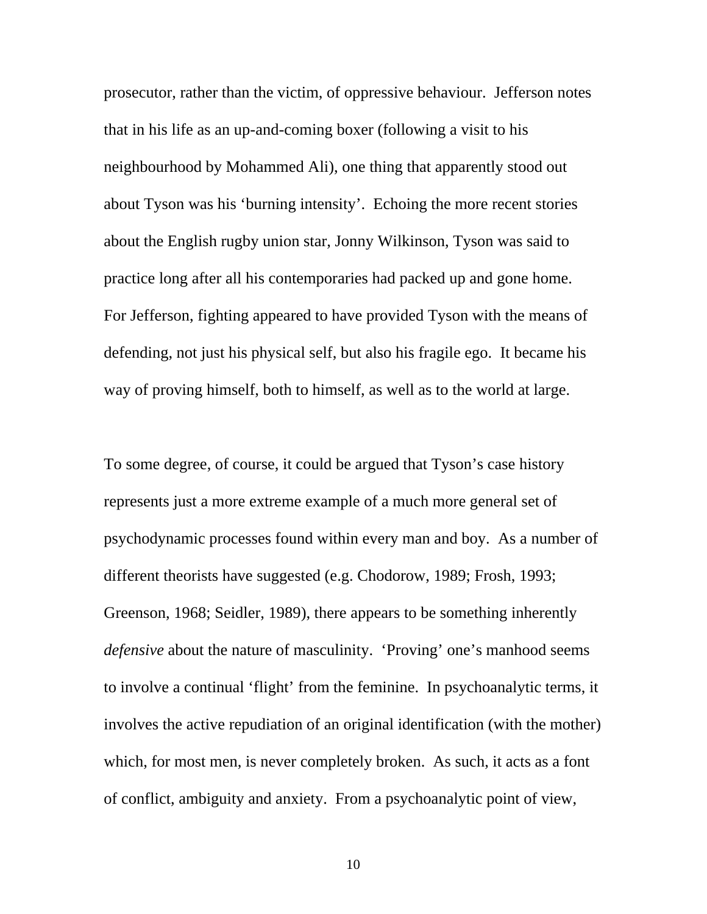prosecutor, rather than the victim, of oppressive behaviour. Jefferson notes that in his life as an up-and-coming boxer (following a visit to his neighbourhood by Mohammed Ali), one thing that apparently stood out about Tyson was his 'burning intensity'. Echoing the more recent stories about the English rugby union star, Jonny Wilkinson, Tyson was said to practice long after all his contemporaries had packed up and gone home. For Jefferson, fighting appeared to have provided Tyson with the means of defending, not just his physical self, but also his fragile ego. It became his way of proving himself, both to himself, as well as to the world at large.

To some degree, of course, it could be argued that Tyson's case history represents just a more extreme example of a much more general set of psychodynamic processes found within every man and boy. As a number of different theorists have suggested (e.g. Chodorow, 1989; Frosh, 1993; Greenson, 1968; Seidler, 1989), there appears to be something inherently *defensive* about the nature of masculinity. 'Proving' one's manhood seems to involve a continual 'flight' from the feminine. In psychoanalytic terms, it involves the active repudiation of an original identification (with the mother) which, for most men, is never completely broken. As such, it acts as a font of conflict, ambiguity and anxiety. From a psychoanalytic point of view,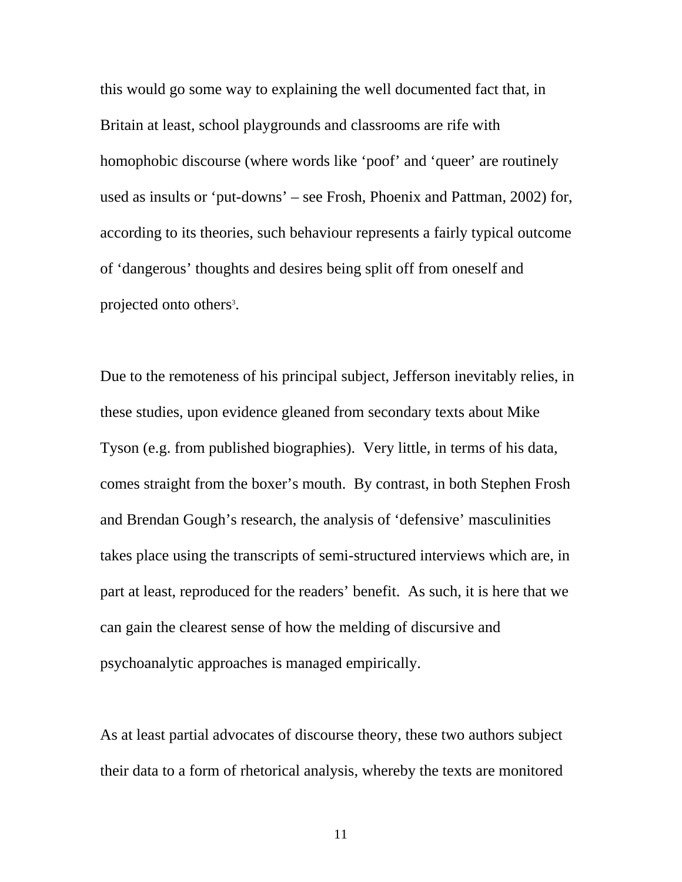this would go some way to explaining the well documented fact that, in Britain at least, school playgrounds and classrooms are rife with homophobic discourse (where words like ‘poof’ and ‘queer’ are routinely used as insults or ‘put-downs’ – see Frosh, Phoenix and Pattman, 2002) for, according to its theories, such behaviour represents a fairly typical outcome of ‘dangerous’ thoughts and desires being split off from oneself and projected onto others[3].

Due to the remoteness of his principal subject, Jefferson inevitably relies, in these studies, upon evidence gleaned from secondary texts about Mike Tyson (e.g. from published biographies). Very little, in terms of his data, comes straight from the boxer’s mouth. By contrast, in both Stephen Frosh and Brendan Gough’s research, the analysis of ‘defensive’ masculinities takes place using the transcripts of semi-structured interviews which are, in part at least, reproduced for the readers’ benefit. As such, it is here that we can gain the clearest sense of how the melding of discursive and psychoanalytic approaches is managed empirically.

As at least partial advocates of discourse theory, these two authors subject their data to a form of rhetorical analysis, whereby the texts are monitored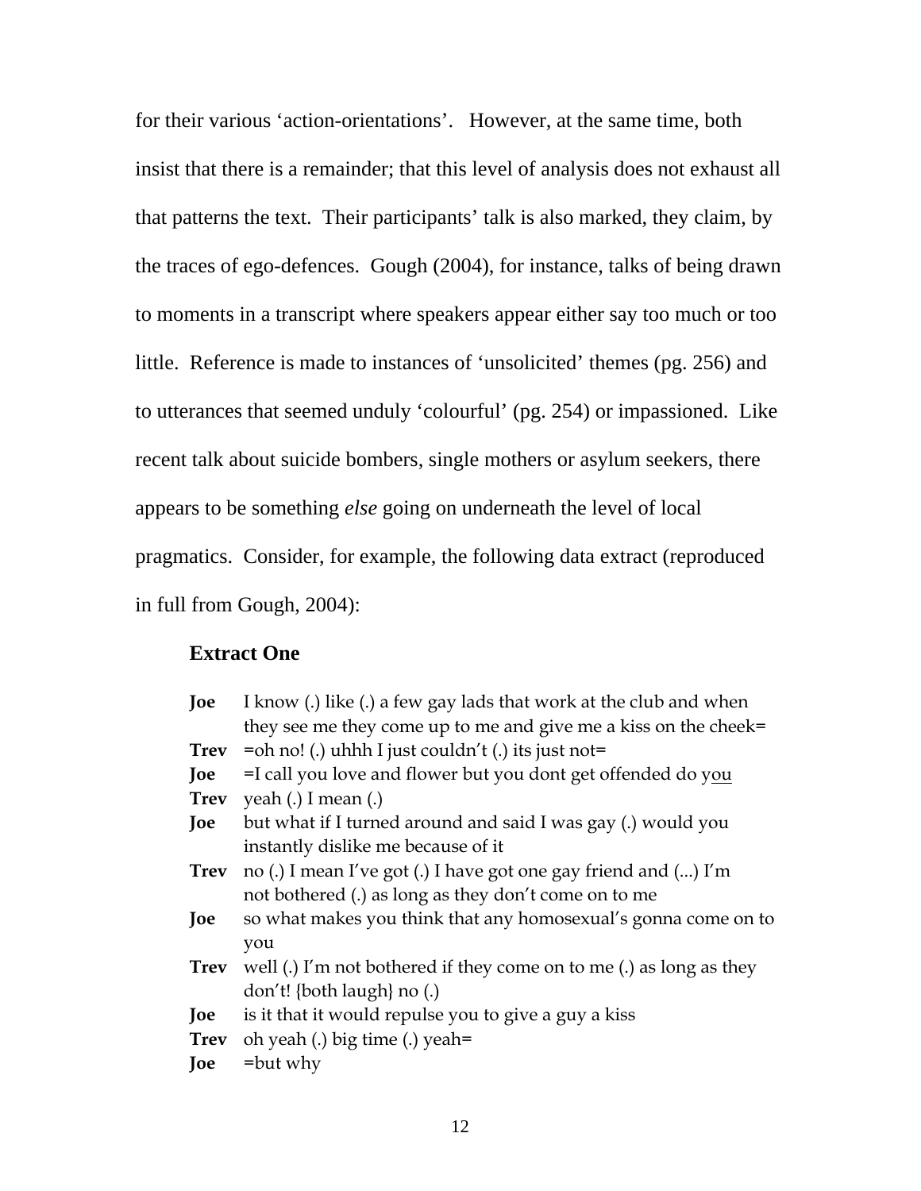for their various 'action-orientations'. However, at the same time, both insist that there is a remainder; that this level of analysis does not exhaust all that patterns the text. Their participants' talk is also marked, they claim, by the traces of ego-defences. Gough (2004), for instance, talks of being drawn to moments in a transcript where speakers appear either say too much or too little. Reference is made to instances of 'unsolicited' themes (pg. 256) and to utterances that seemed unduly 'colourful' (pg. 254) or impassioned. Like recent talk about suicide bombers, single mothers or asylum seekers, there appears to be something *else* going on underneath the level of local pragmatics. Consider, for example, the following data extract (reproduced in full from Gough, 2004):

### Extract One

**Joe** I know (.) like (.) a few gay lads that work at the club and when they see me they come up to me and give me a kiss on the cheek=

**Trev** =oh no! (.) uhhh I just couldn't (.) its just not=

**Joe** =I call you love and flower but you dont get offended do y<u>ou</u>

**Trev** yeah (.) I mean (.)

**Joe** but what if I turned around and said I was gay (.) would you instantly dislike me because of it

**Trev** no (.) I mean I've got (.) I have got one gay friend and (...) I'm not bothered (.) as long as they don't come on to me

**Joe** so what makes you think that any homosexual's gonna come on to you

**Trev** well (.) I'm not bothered if they come on to me (.) as long as they don't! {both laugh} no (.)

**Joe** is it that it would repulse you to give a guy a kiss

**Trev** oh yeah (.) big time (.) yeah=

**Joe** =but why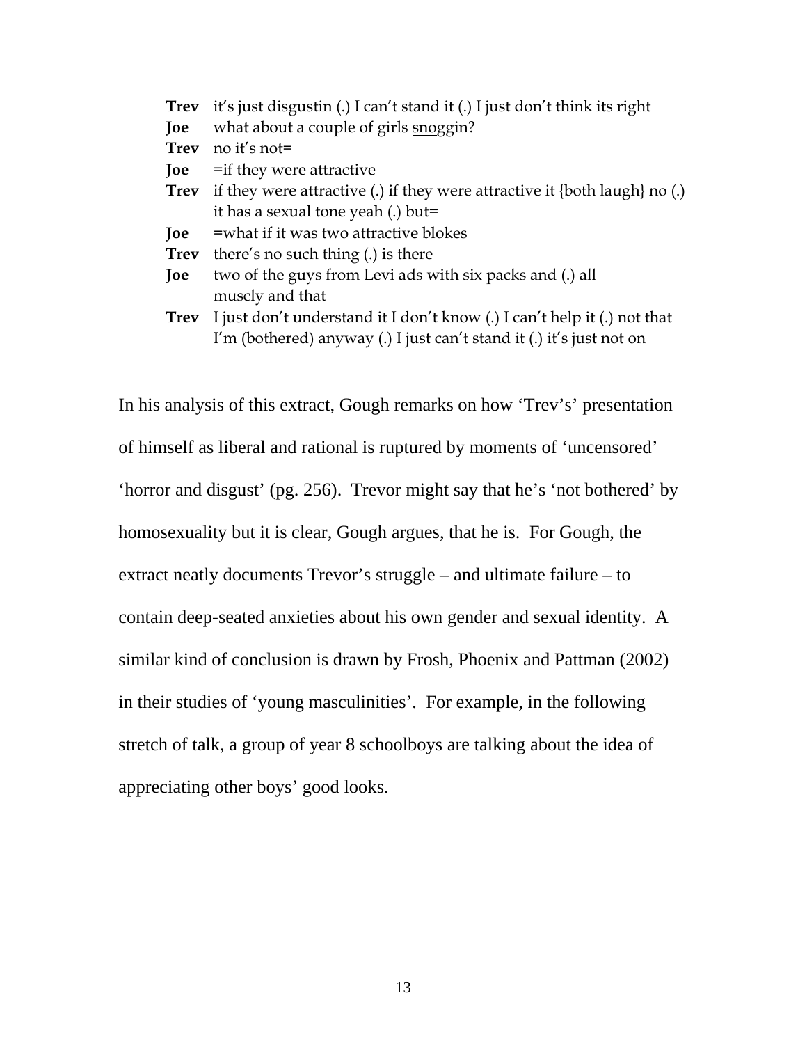**Trev** it's just disgustin (.) I can't stand it (.) I just don't think its right
**Joe** what about a couple of girls <u>snog</u>gin?
**Trev** no it's not=
**Joe** =if they were attractive
**Trev** if they were attractive (.) if they were attractive it {both laugh} no (.) it has a sexual tone yeah (.) but=
**Joe** =what if it was two attractive blokes
**Trev** there's no such thing (.) is there
**Joe** two of the guys from Levi ads with six packs and (.) all muscly and that
**Trev** I just don't understand it I don't know (.) I can't help it (.) not that I'm (bothered) anyway (.) I just can't stand it (.) it's just not on

In his analysis of this extract, Gough remarks on how 'Trev's' presentation of himself as liberal and rational is ruptured by moments of 'uncensored' 'horror and disgust' (pg. 256). Trevor might say that he's 'not bothered' by homosexuality but it is clear, Gough argues, that he is. For Gough, the extract neatly documents Trevor's struggle – and ultimate failure – to contain deep-seated anxieties about his own gender and sexual identity. A similar kind of conclusion is drawn by Frosh, Phoenix and Pattman (2002) in their studies of 'young masculinities'. For example, in the following stretch of talk, a group of year 8 schoolboys are talking about the idea of appreciating other boys' good looks.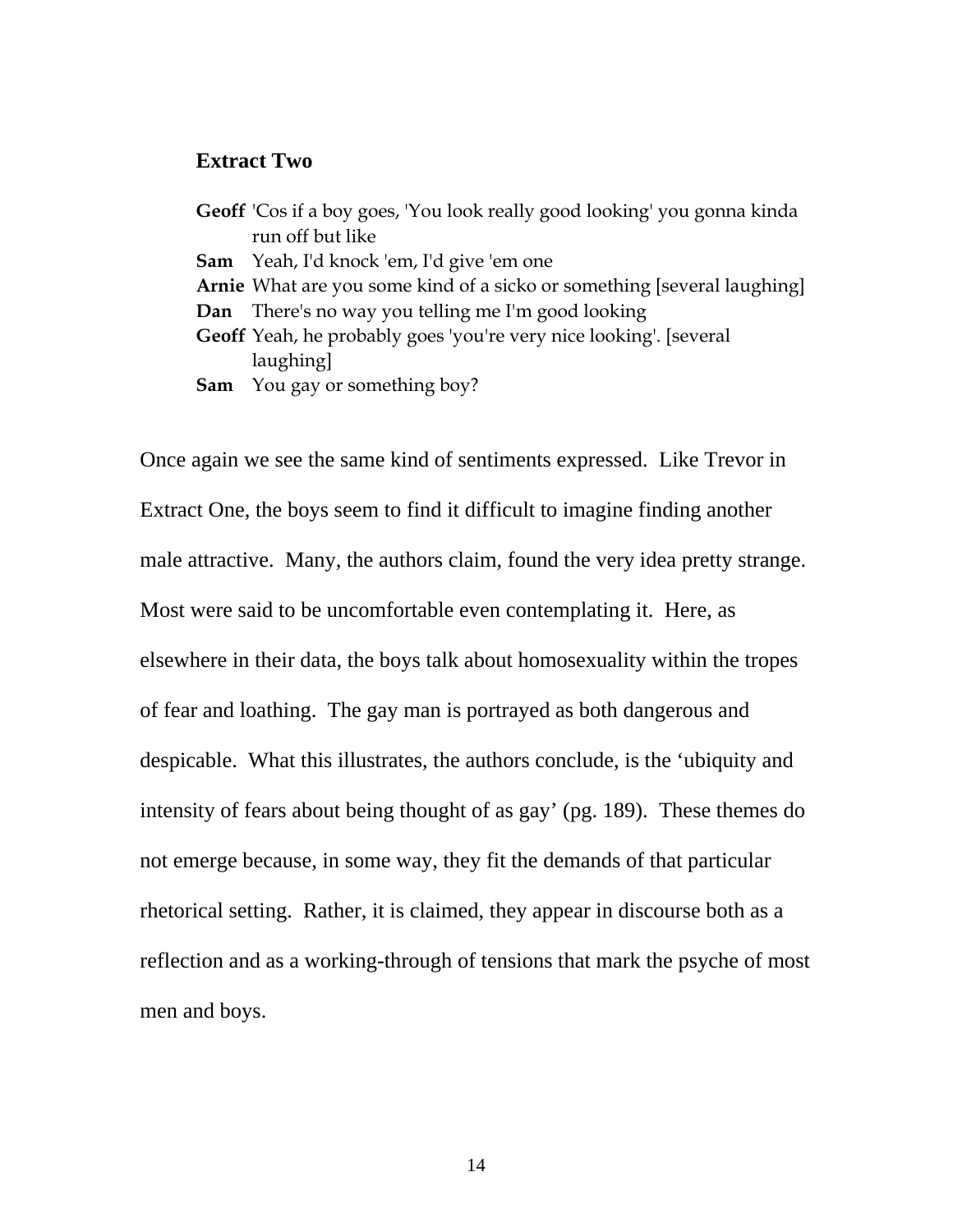### Extract Two

**Geoff** 'Cos if a boy goes, 'You look really good looking' you gonna kinda run off but like
**Sam** Yeah, I'd knock 'em, I'd give 'em one
**Arnie** What are you some kind of a sicko or something [several laughing]
**Dan** There's no way you telling me I'm good looking
**Geoff** Yeah, he probably goes 'you're very nice looking'. [several laughing]
**Sam** You gay or something boy?

Once again we see the same kind of sentiments expressed. Like Trevor in Extract One, the boys seem to find it difficult to imagine finding another male attractive. Many, the authors claim, found the very idea pretty strange. Most were said to be uncomfortable even contemplating it. Here, as elsewhere in their data, the boys talk about homosexuality within the tropes of fear and loathing. The gay man is portrayed as both dangerous and despicable. What this illustrates, the authors conclude, is the 'ubiquity and intensity of fears about being thought of as gay' (pg. 189). These themes do not emerge because, in some way, they fit the demands of that particular rhetorical setting. Rather, it is claimed, they appear in discourse both as a reflection and as a working-through of tensions that mark the psyche of most men and boys.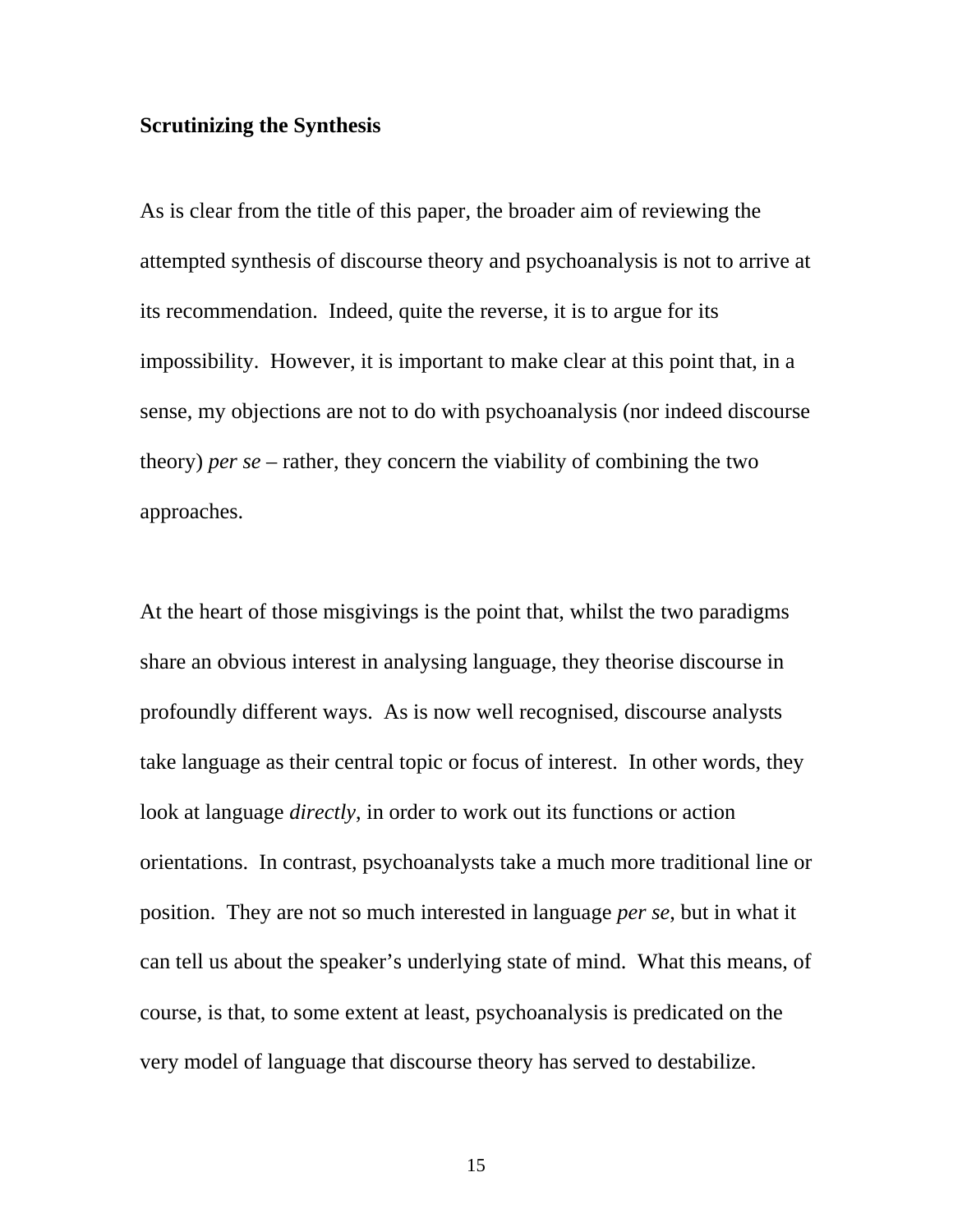**Scrutinizing the Synthesis**

As is clear from the title of this paper, the broader aim of reviewing the attempted synthesis of discourse theory and psychoanalysis is not to arrive at its recommendation. Indeed, quite the reverse, it is to argue for its impossibility. However, it is important to make clear at this point that, in a sense, my objections are not to do with psychoanalysis (nor indeed discourse theory) *per se* – rather, they concern the viability of combining the two approaches.

At the heart of those misgivings is the point that, whilst the two paradigms share an obvious interest in analysing language, they theorise discourse in profoundly different ways. As is now well recognised, discourse analysts take language as their central topic or focus of interest. In other words, they look at language *directly*, in order to work out its functions or action orientations. In contrast, psychoanalysts take a much more traditional line or position. They are not so much interested in language *per se*, but in what it can tell us about the speaker's underlying state of mind. What this means, of course, is that, to some extent at least, psychoanalysis is predicated on the very model of language that discourse theory has served to destabilize.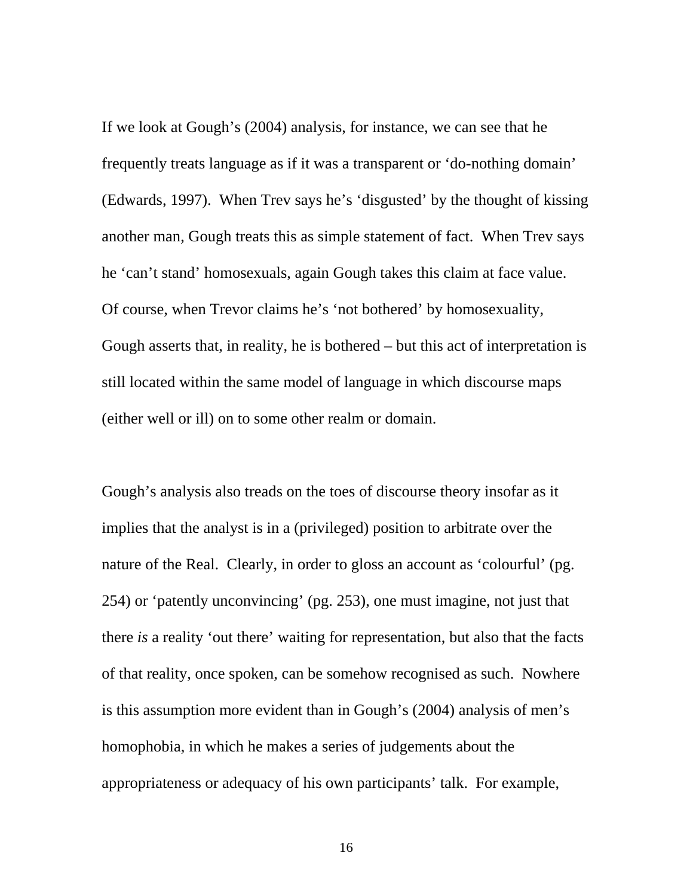If we look at Gough's (2004) analysis, for instance, we can see that he frequently treats language as if it was a transparent or 'do-nothing domain' (Edwards, 1997). When Trev says he's 'disgusted' by the thought of kissing another man, Gough treats this as simple statement of fact. When Trev says he 'can't stand' homosexuals, again Gough takes this claim at face value. Of course, when Trevor claims he's 'not bothered' by homosexuality, Gough asserts that, in reality, he is bothered – but this act of interpretation is still located within the same model of language in which discourse maps (either well or ill) on to some other realm or domain.

Gough's analysis also treads on the toes of discourse theory insofar as it implies that the analyst is in a (privileged) position to arbitrate over the nature of the Real. Clearly, in order to gloss an account as 'colourful' (pg. 254) or 'patently unconvincing' (pg. 253), one must imagine, not just that there *is* a reality 'out there' waiting for representation, but also that the facts of that reality, once spoken, can be somehow recognised as such. Nowhere is this assumption more evident than in Gough's (2004) analysis of men's homophobia, in which he makes a series of judgements about the appropriateness or adequacy of his own participants' talk. For example,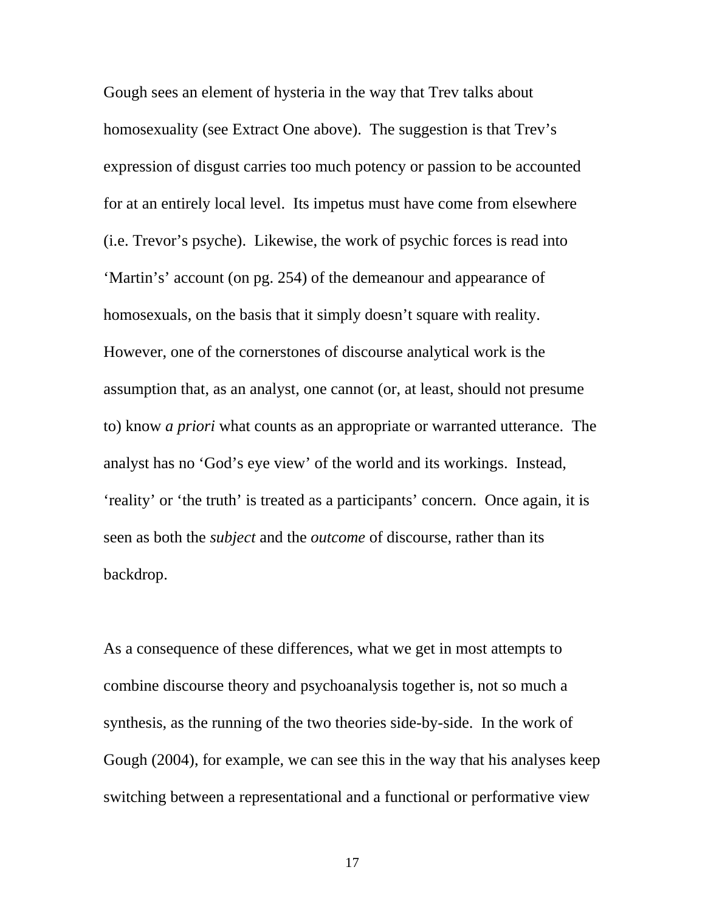Gough sees an element of hysteria in the way that Trev talks about homosexuality (see Extract One above). The suggestion is that Trev's expression of disgust carries too much potency or passion to be accounted for at an entirely local level. Its impetus must have come from elsewhere (i.e. Trevor's psyche). Likewise, the work of psychic forces is read into 'Martin's' account (on pg. 254) of the demeanour and appearance of homosexuals, on the basis that it simply doesn't square with reality. However, one of the cornerstones of discourse analytical work is the assumption that, as an analyst, one cannot (or, at least, should not presume to) know *a priori* what counts as an appropriate or warranted utterance. The analyst has no 'God's eye view' of the world and its workings. Instead, 'reality' or 'the truth' is treated as a participants' concern. Once again, it is seen as both the *subject* and the *outcome* of discourse, rather than its backdrop.

As a consequence of these differences, what we get in most attempts to combine discourse theory and psychoanalysis together is, not so much a synthesis, as the running of the two theories side-by-side. In the work of Gough (2004), for example, we can see this in the way that his analyses keep switching between a representational and a functional or performative view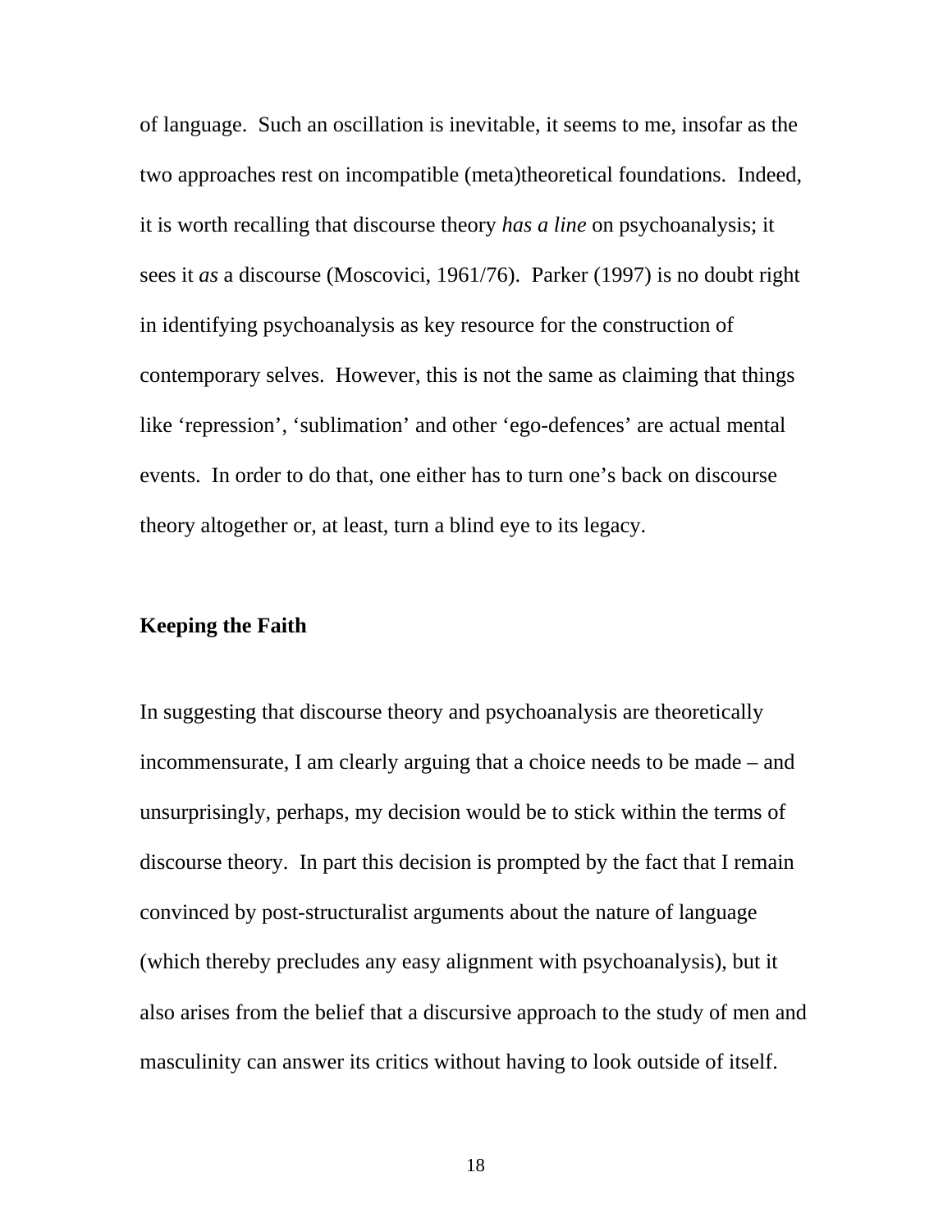of language. Such an oscillation is inevitable, it seems to me, insofar as the two approaches rest on incompatible (meta)theoretical foundations. Indeed, it is worth recalling that discourse theory *has a line* on psychoanalysis; it sees it *as* a discourse (Moscovici, 1961/76). Parker (1997) is no doubt right in identifying psychoanalysis as key resource for the construction of contemporary selves. However, this is not the same as claiming that things like 'repression', 'sublimation' and other 'ego-defences' are actual mental events. In order to do that, one either has to turn one's back on discourse theory altogether or, at least, turn a blind eye to its legacy.

**Keeping the Faith**

In suggesting that discourse theory and psychoanalysis are theoretically incommensurate, I am clearly arguing that a choice needs to be made – and unsurprisingly, perhaps, my decision would be to stick within the terms of discourse theory. In part this decision is prompted by the fact that I remain convinced by post-structuralist arguments about the nature of language (which thereby precludes any easy alignment with psychoanalysis), but it also arises from the belief that a discursive approach to the study of men and masculinity can answer its critics without having to look outside of itself.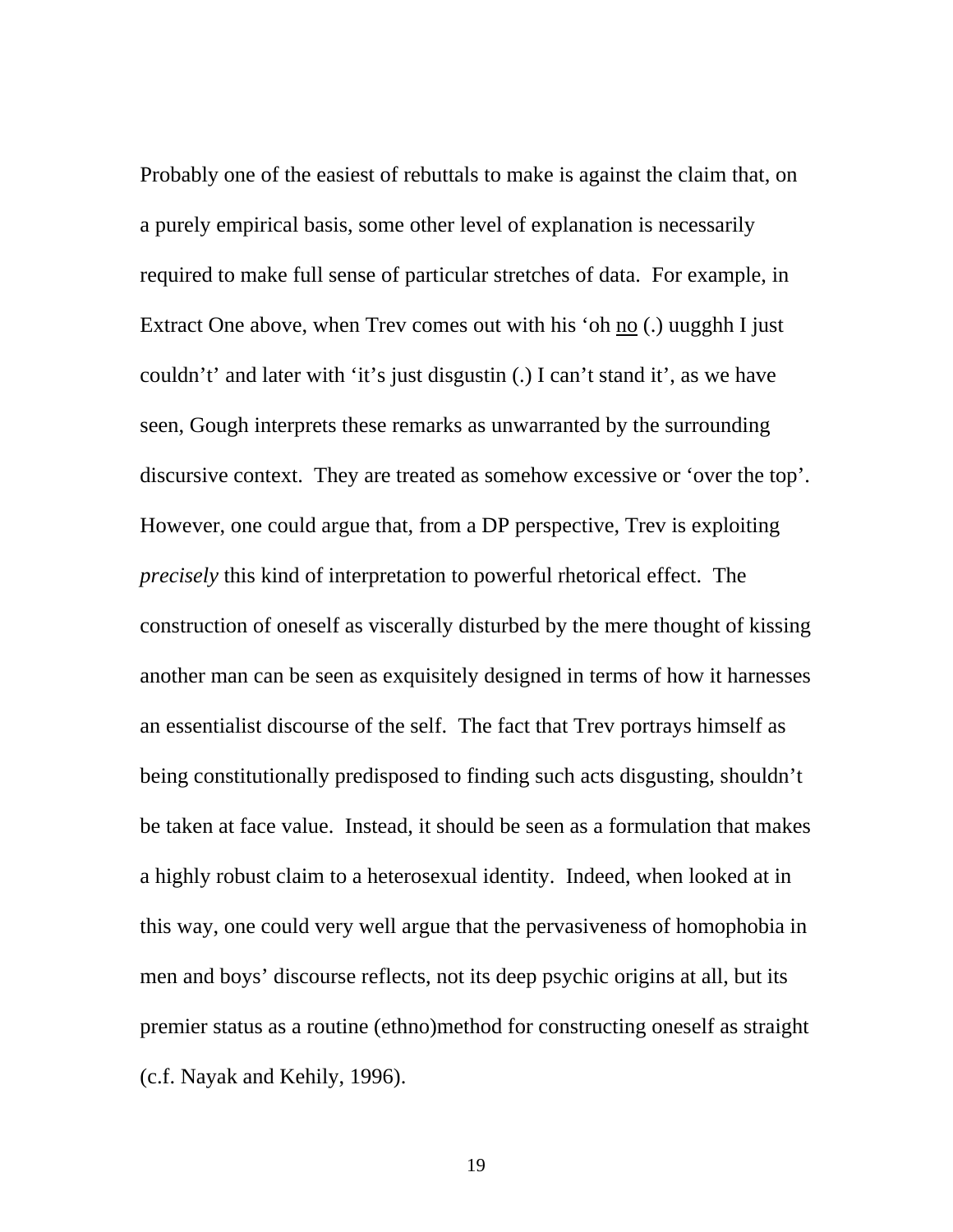Probably one of the easiest of rebuttals to make is against the claim that, on a purely empirical basis, some other level of explanation is necessarily required to make full sense of particular stretches of data. For example, in Extract One above, when Trev comes out with his ‘oh <u>no</u> (.) uugghh I just couldn’t’ and later with ‘it’s just disgustin (.) I can’t stand it’, as we have seen, Gough interprets these remarks as unwarranted by the surrounding discursive context. They are treated as somehow excessive or ‘over the top’. However, one could argue that, from a DP perspective, Trev is exploiting *precisely* this kind of interpretation to powerful rhetorical effect. The construction of oneself as viscerally disturbed by the mere thought of kissing another man can be seen as exquisitely designed in terms of how it harnesses an essentialist discourse of the self. The fact that Trev portrays himself as being constitutionally predisposed to finding such acts disgusting, shouldn’t be taken at face value. Instead, it should be seen as a formulation that makes a highly robust claim to a heterosexual identity. Indeed, when looked at in this way, one could very well argue that the pervasiveness of homophobia in men and boys’ discourse reflects, not its deep psychic origins at all, but its premier status as a routine (ethno)method for constructing oneself as straight (c.f. Nayak and Kehily, 1996).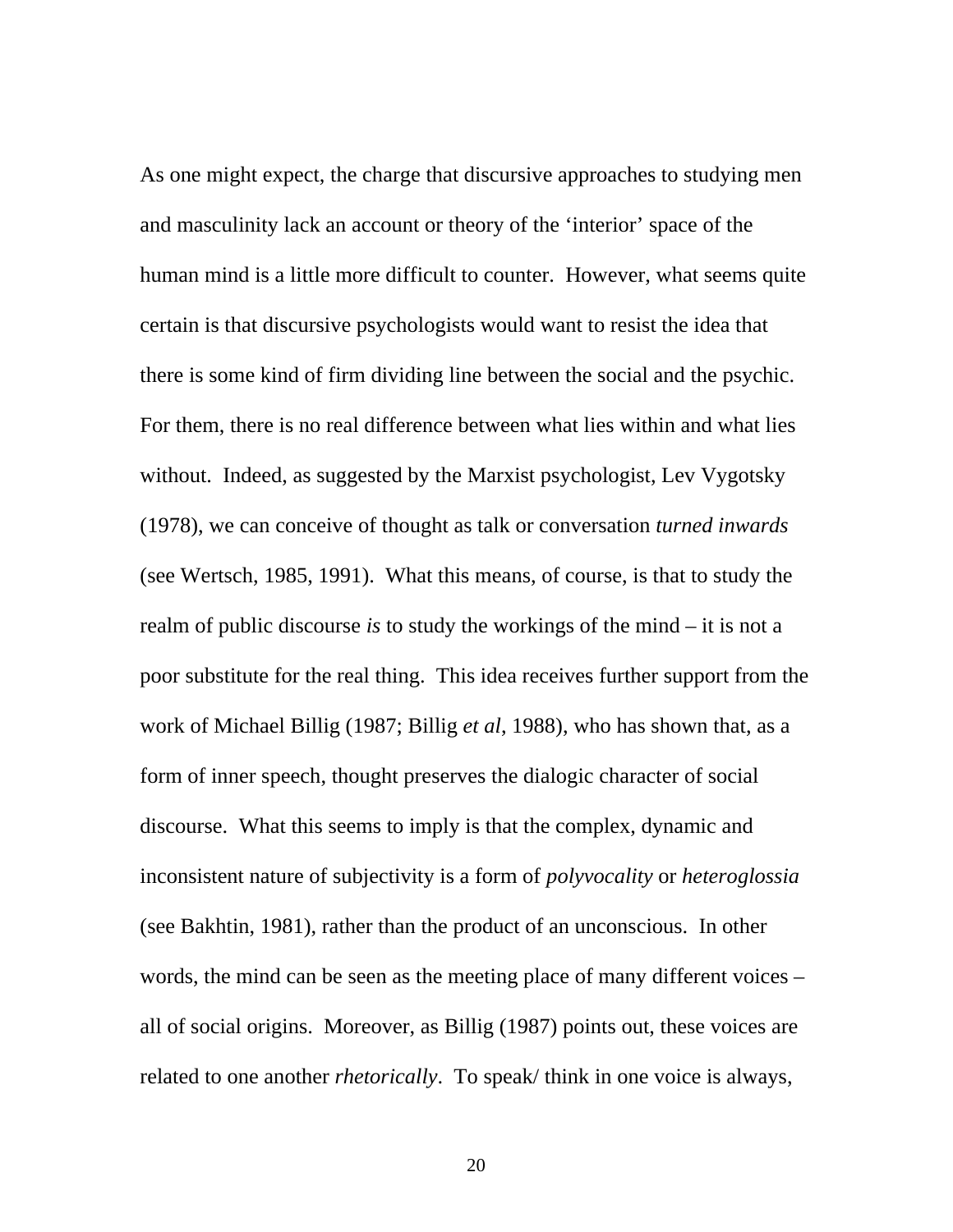As one might expect, the charge that discursive approaches to studying men and masculinity lack an account or theory of the 'interior' space of the human mind is a little more difficult to counter. However, what seems quite certain is that discursive psychologists would want to resist the idea that there is some kind of firm dividing line between the social and the psychic. For them, there is no real difference between what lies within and what lies without. Indeed, as suggested by the Marxist psychologist, Lev Vygotsky (1978), we can conceive of thought as talk or conversation *turned inwards* (see Wertsch, 1985, 1991). What this means, of course, is that to study the realm of public discourse *is* to study the workings of the mind – it is not a poor substitute for the real thing. This idea receives further support from the work of Michael Billig (1987; Billig *et al*, 1988), who has shown that, as a form of inner speech, thought preserves the dialogic character of social discourse. What this seems to imply is that the complex, dynamic and inconsistent nature of subjectivity is a form of *polyvocality* or *heteroglossia* (see Bakhtin, 1981), rather than the product of an unconscious. In other words, the mind can be seen as the meeting place of many different voices – all of social origins. Moreover, as Billig (1987) points out, these voices are related to one another *rhetorically*. To speak/ think in one voice is always,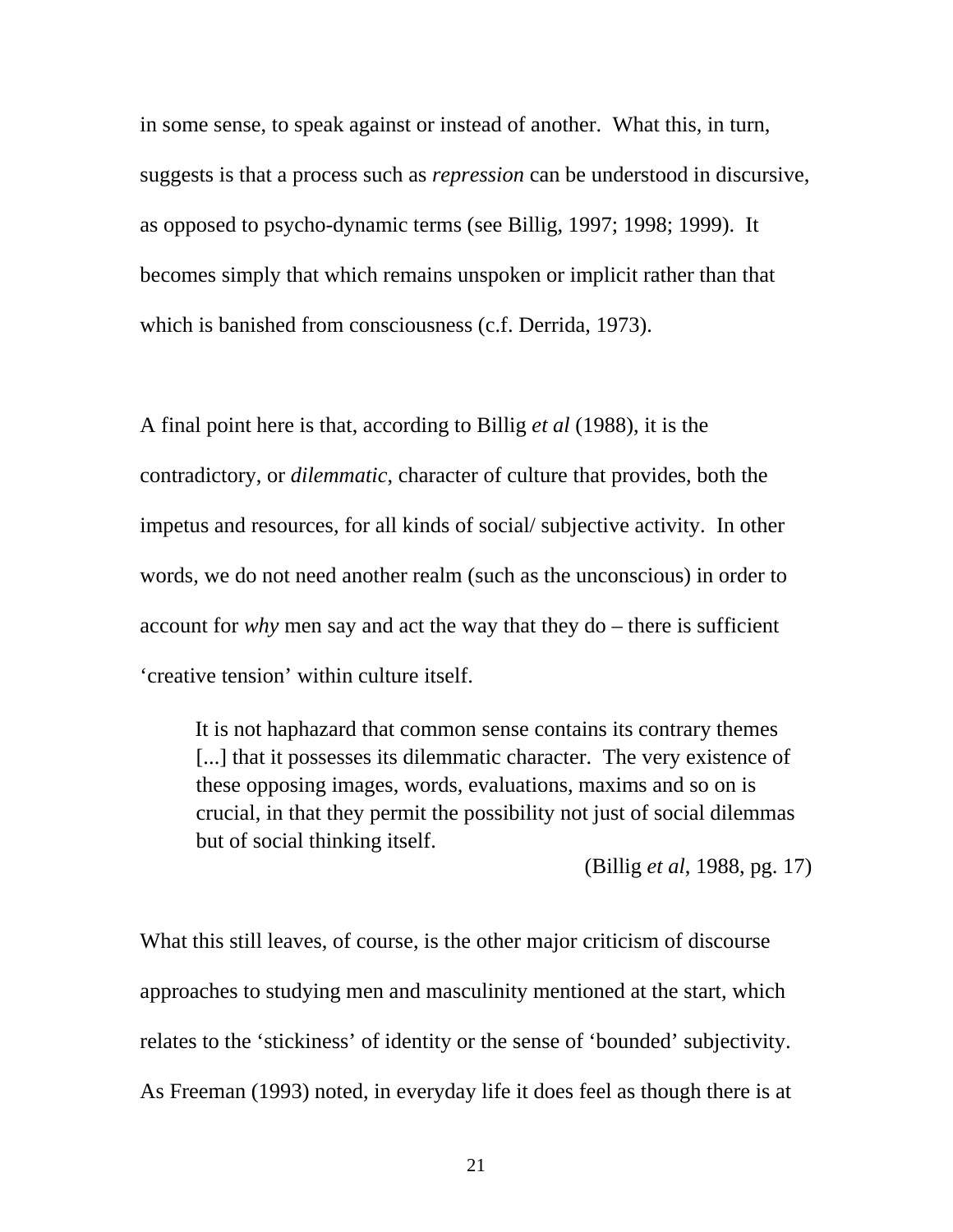in some sense, to speak against or instead of another. What this, in turn, suggests is that a process such as *repression* can be understood in discursive, as opposed to psycho-dynamic terms (see Billig, 1997; 1998; 1999). It becomes simply that which remains unspoken or implicit rather than that which is banished from consciousness (c.f. Derrida, 1973).

A final point here is that, according to Billig *et al* (1988), it is the contradictory, or *dilemmatic*, character of culture that provides, both the impetus and resources, for all kinds of social/ subjective activity. In other words, we do not need another realm (such as the unconscious) in order to account for *why* men say and act the way that they do – there is sufficient 'creative tension' within culture itself.

> It is not haphazard that common sense contains its contrary themes [...] that it possesses its dilemmatic character. The very existence of these opposing images, words, evaluations, maxims and so on is crucial, in that they permit the possibility not just of social dilemmas but of social thinking itself.
>
> (Billig *et al*, 1988, pg. 17)

What this still leaves, of course, is the other major criticism of discourse approaches to studying men and masculinity mentioned at the start, which relates to the 'stickiness' of identity or the sense of 'bounded' subjectivity. As Freeman (1993) noted, in everyday life it does feel as though there is at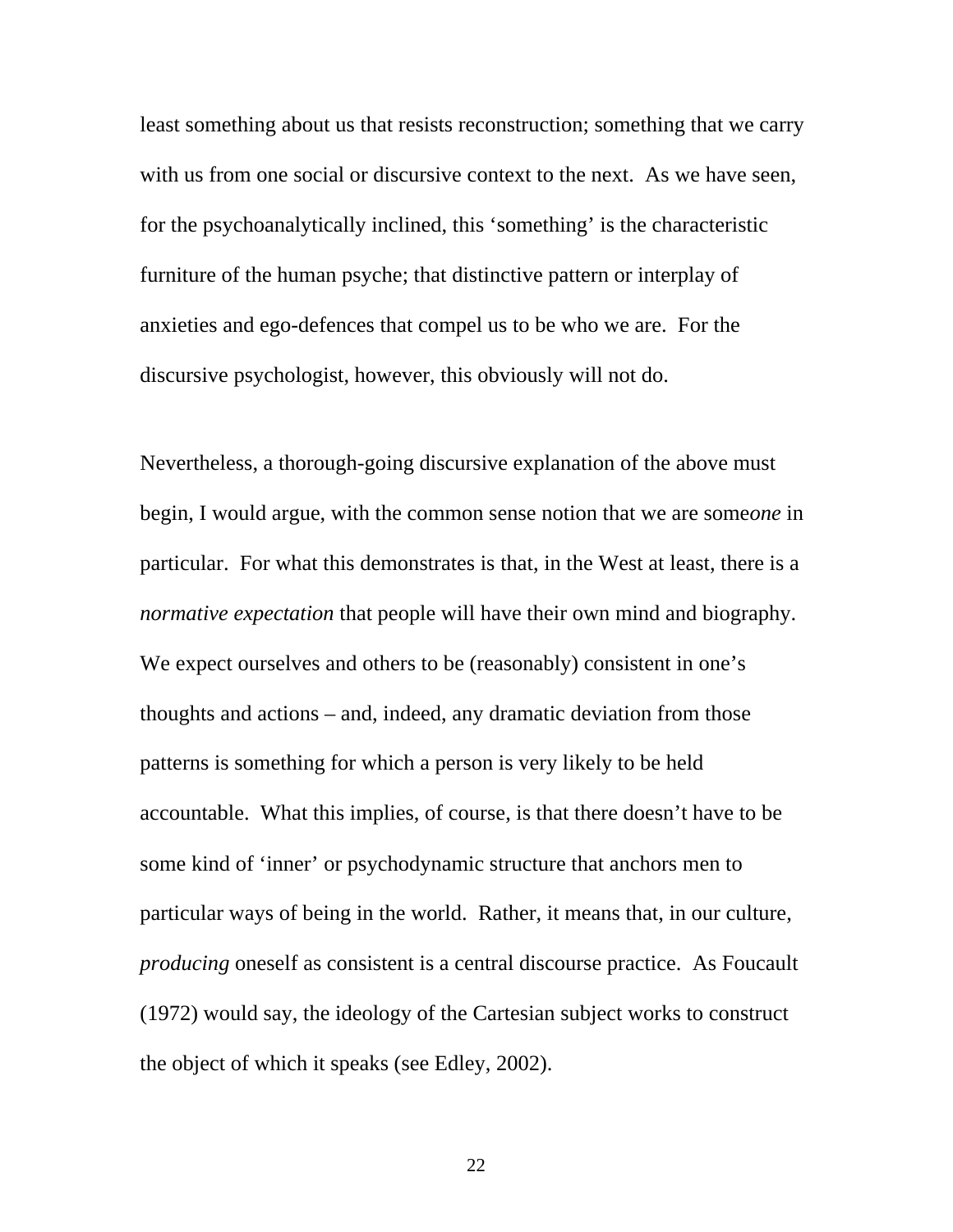least something about us that resists reconstruction; something that we carry with us from one social or discursive context to the next. As we have seen, for the psychoanalytically inclined, this 'something' is the characteristic furniture of the human psyche; that distinctive pattern or interplay of anxieties and ego-defences that compel us to be who we are. For the discursive psychologist, however, this obviously will not do.

Nevertheless, a thorough-going discursive explanation of the above must begin, I would argue, with the common sense notion that we are some*one* in particular. For what this demonstrates is that, in the West at least, there is a *normative expectation* that people will have their own mind and biography. We expect ourselves and others to be (reasonably) consistent in one's thoughts and actions – and, indeed, any dramatic deviation from those patterns is something for which a person is very likely to be held accountable. What this implies, of course, is that there doesn't have to be some kind of 'inner' or psychodynamic structure that anchors men to particular ways of being in the world. Rather, it means that, in our culture, *producing* oneself as consistent is a central discourse practice. As Foucault (1972) would say, the ideology of the Cartesian subject works to construct the object of which it speaks (see Edley, 2002).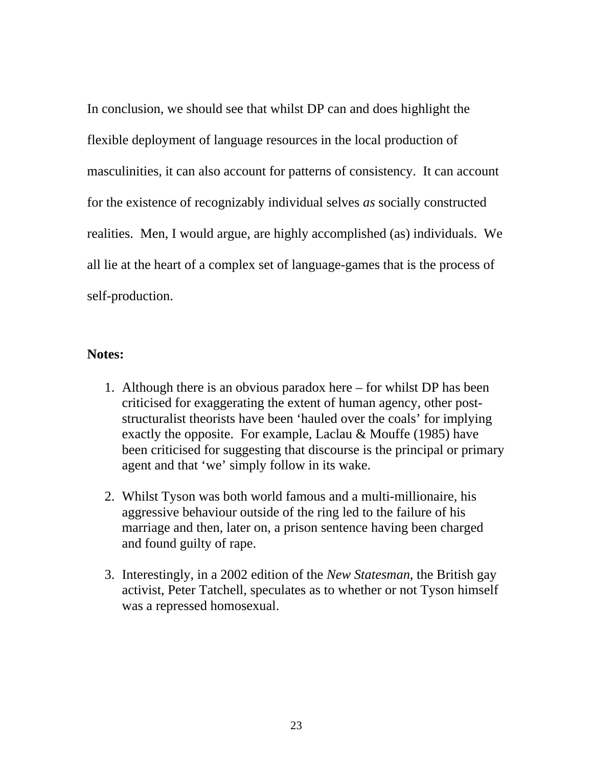In conclusion, we should see that whilst DP can and does highlight the flexible deployment of language resources in the local production of masculinities, it can also account for patterns of consistency. It can account for the existence of recognizably individual selves *as* socially constructed realities. Men, I would argue, are highly accomplished (as) individuals. We all lie at the heart of a complex set of language-games that is the process of self-production.

**Notes:**

1. Although there is an obvious paradox here – for whilst DP has been criticised for exaggerating the extent of human agency, other post-structuralist theorists have been 'hauled over the coals' for implying exactly the opposite. For example, Laclau & Mouffe (1985) have been criticised for suggesting that discourse is the principal or primary agent and that 'we' simply follow in its wake.

2. Whilst Tyson was both world famous and a multi-millionaire, his aggressive behaviour outside of the ring led to the failure of his marriage and then, later on, a prison sentence having been charged and found guilty of rape.

3. Interestingly, in a 2002 edition of the *New Statesman*, the British gay activist, Peter Tatchell, speculates as to whether or not Tyson himself was a repressed homosexual.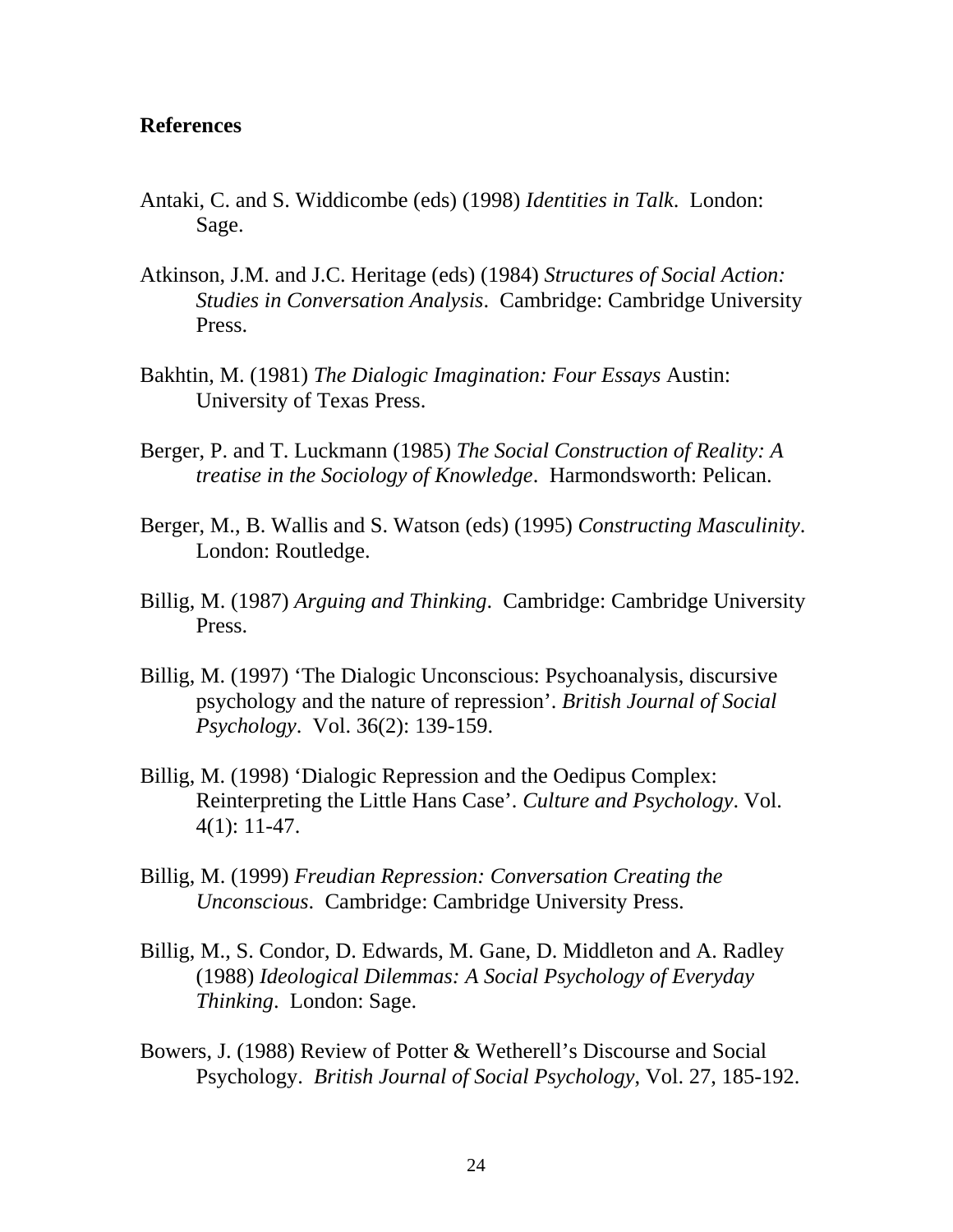**References**

Antaki, C. and S. Widdicombe (eds) (1998) *Identities in Talk*. London: Sage.

Atkinson, J.M. and J.C. Heritage (eds) (1984) *Structures of Social Action: Studies in Conversation Analysis*. Cambridge: Cambridge University Press.

Bakhtin, M. (1981) *The Dialogic Imagination: Four Essays* Austin: University of Texas Press.

Berger, P. and T. Luckmann (1985) *The Social Construction of Reality: A treatise in the Sociology of Knowledge*. Harmondsworth: Pelican.

Berger, M., B. Wallis and S. Watson (eds) (1995) *Constructing Masculinity*. London: Routledge.

Billig, M. (1987) *Arguing and Thinking*. Cambridge: Cambridge University Press.

Billig, M. (1997) 'The Dialogic Unconscious: Psychoanalysis, discursive psychology and the nature of repression'. *British Journal of Social Psychology*. Vol. 36(2): 139-159.

Billig, M. (1998) 'Dialogic Repression and the Oedipus Complex: Reinterpreting the Little Hans Case'. *Culture and Psychology*. Vol. 4(1): 11-47.

Billig, M. (1999) *Freudian Repression: Conversation Creating the Unconscious*. Cambridge: Cambridge University Press.

Billig, M., S. Condor, D. Edwards, M. Gane, D. Middleton and A. Radley (1988) *Ideological Dilemmas: A Social Psychology of Everyday Thinking*. London: Sage.

Bowers, J. (1988) Review of Potter & Wetherell's Discourse and Social Psychology. *British Journal of Social Psychology*, Vol. 27, 185-192.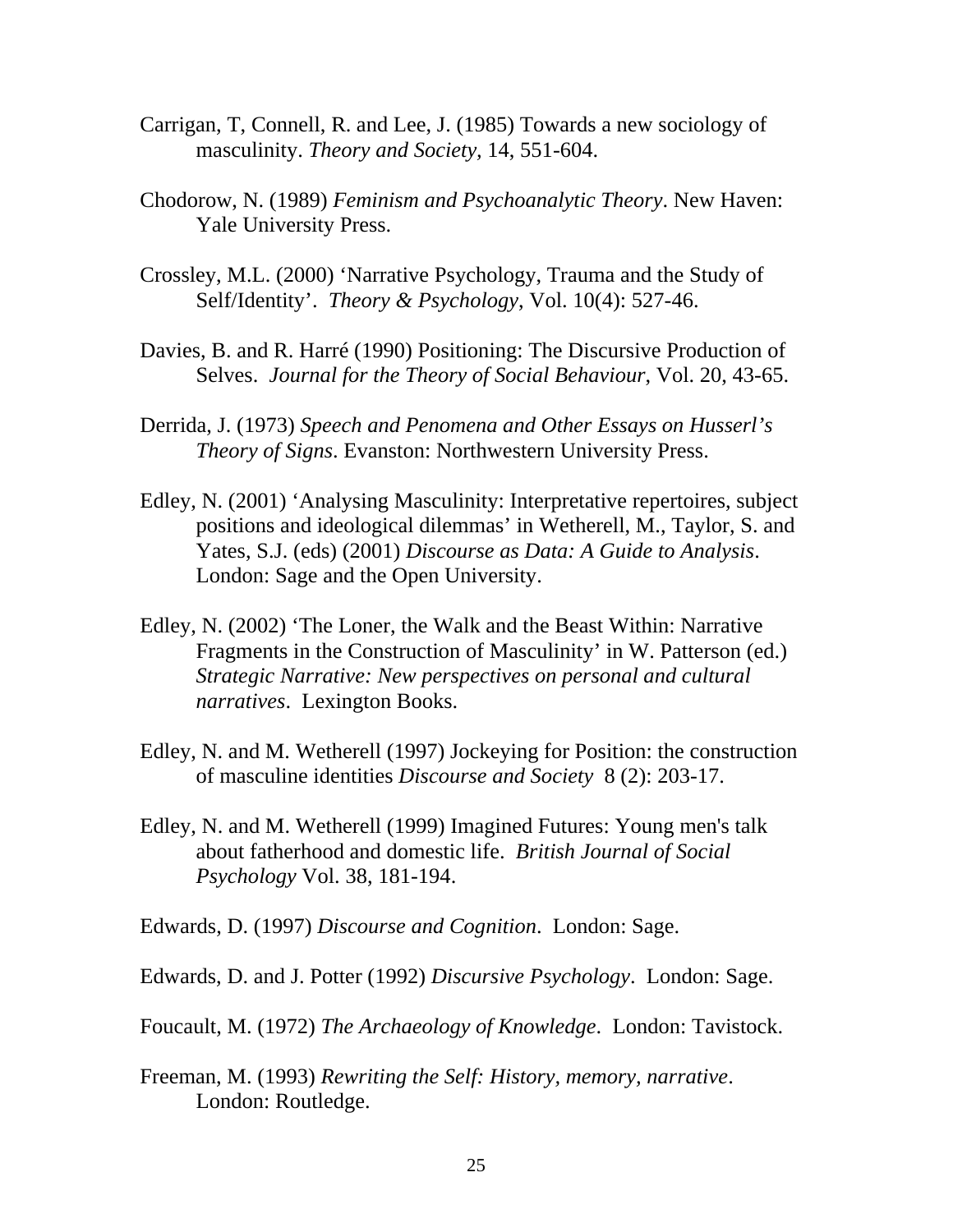Carrigan, T, Connell, R. and Lee, J. (1985) Towards a new sociology of masculinity. *Theory and Society*, 14, 551-604.

Chodorow, N. (1989) *Feminism and Psychoanalytic Theory*. New Haven: Yale University Press.

Crossley, M.L. (2000) 'Narrative Psychology, Trauma and the Study of Self/Identity'. *Theory & Psychology*, Vol. 10(4): 527-46.

Davies, B. and R. Harré (1990) Positioning: The Discursive Production of Selves. *Journal for the Theory of Social Behaviour*, Vol. 20, 43-65.

Derrida, J. (1973) *Speech and Penomena and Other Essays on Husserl's Theory of Signs*. Evanston: Northwestern University Press.

Edley, N. (2001) 'Analysing Masculinity: Interpretative repertoires, subject positions and ideological dilemmas' in Wetherell, M., Taylor, S. and Yates, S.J. (eds) (2001) *Discourse as Data: A Guide to Analysis*. London: Sage and the Open University.

Edley, N. (2002) 'The Loner, the Walk and the Beast Within: Narrative Fragments in the Construction of Masculinity' in W. Patterson (ed.) *Strategic Narrative: New perspectives on personal and cultural narratives*. Lexington Books.

Edley, N. and M. Wetherell (1997) Jockeying for Position: the construction of masculine identities *Discourse and Society* 8 (2): 203-17.

Edley, N. and M. Wetherell (1999) Imagined Futures: Young men's talk about fatherhood and domestic life. *British Journal of Social Psychology* Vol. 38, 181-194.

Edwards, D. (1997) *Discourse and Cognition*. London: Sage.

Edwards, D. and J. Potter (1992) *Discursive Psychology*. London: Sage.

Foucault, M. (1972) *The Archaeology of Knowledge*. London: Tavistock.

Freeman, M. (1993) *Rewriting the Self: History, memory, narrative*. London: Routledge.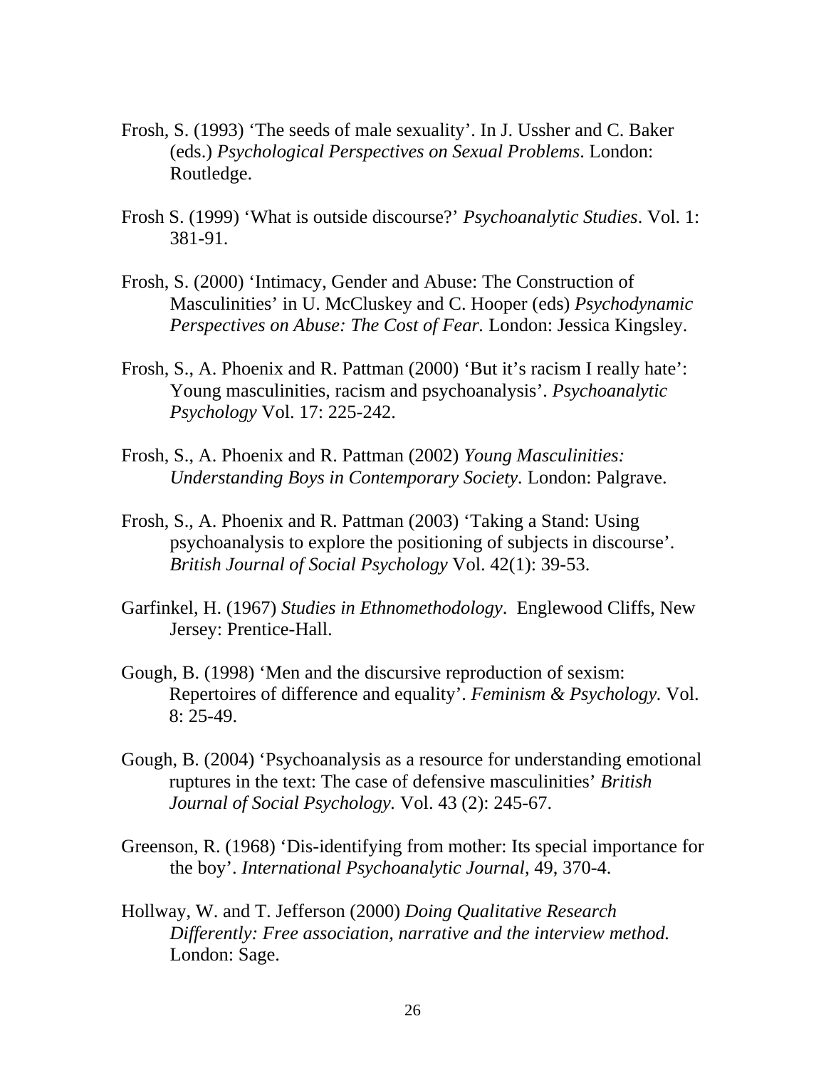Frosh, S. (1993) ‘The seeds of male sexuality’. In J. Ussher and C. Baker (eds.) *Psychological Perspectives on Sexual Problems*. London: Routledge.

Frosh S. (1999) ‘What is outside discourse?’ *Psychoanalytic Studies*. Vol. 1: 381-91.

Frosh, S. (2000) ‘Intimacy, Gender and Abuse: The Construction of Masculinities’ in U. McCluskey and C. Hooper (eds) *Psychodynamic Perspectives on Abuse: The Cost of Fear.* London: Jessica Kingsley.

Frosh, S., A. Phoenix and R. Pattman (2000) ‘But it’s racism I really hate’: Young masculinities, racism and psychoanalysis’. *Psychoanalytic Psychology* Vol. 17: 225-242.

Frosh, S., A. Phoenix and R. Pattman (2002) *Young Masculinities: Understanding Boys in Contemporary Society.* London: Palgrave.

Frosh, S., A. Phoenix and R. Pattman (2003) ‘Taking a Stand: Using psychoanalysis to explore the positioning of subjects in discourse’. *British Journal of Social Psychology* Vol. 42(1): 39-53.

Garfinkel, H. (1967) *Studies in Ethnomethodology*. Englewood Cliffs, New Jersey: Prentice-Hall.

Gough, B. (1998) ‘Men and the discursive reproduction of sexism: Repertoires of difference and equality’. *Feminism & Psychology.* Vol. 8: 25-49.

Gough, B. (2004) ‘Psychoanalysis as a resource for understanding emotional ruptures in the text: The case of defensive masculinities’ *British Journal of Social Psychology.* Vol. 43 (2): 245-67.

Greenson, R. (1968) ‘Dis-identifying from mother: Its special importance for the boy’. *International Psychoanalytic Journal*, 49, 370-4.

Hollway, W. and T. Jefferson (2000) *Doing Qualitative Research Differently: Free association, narrative and the interview method.* London: Sage.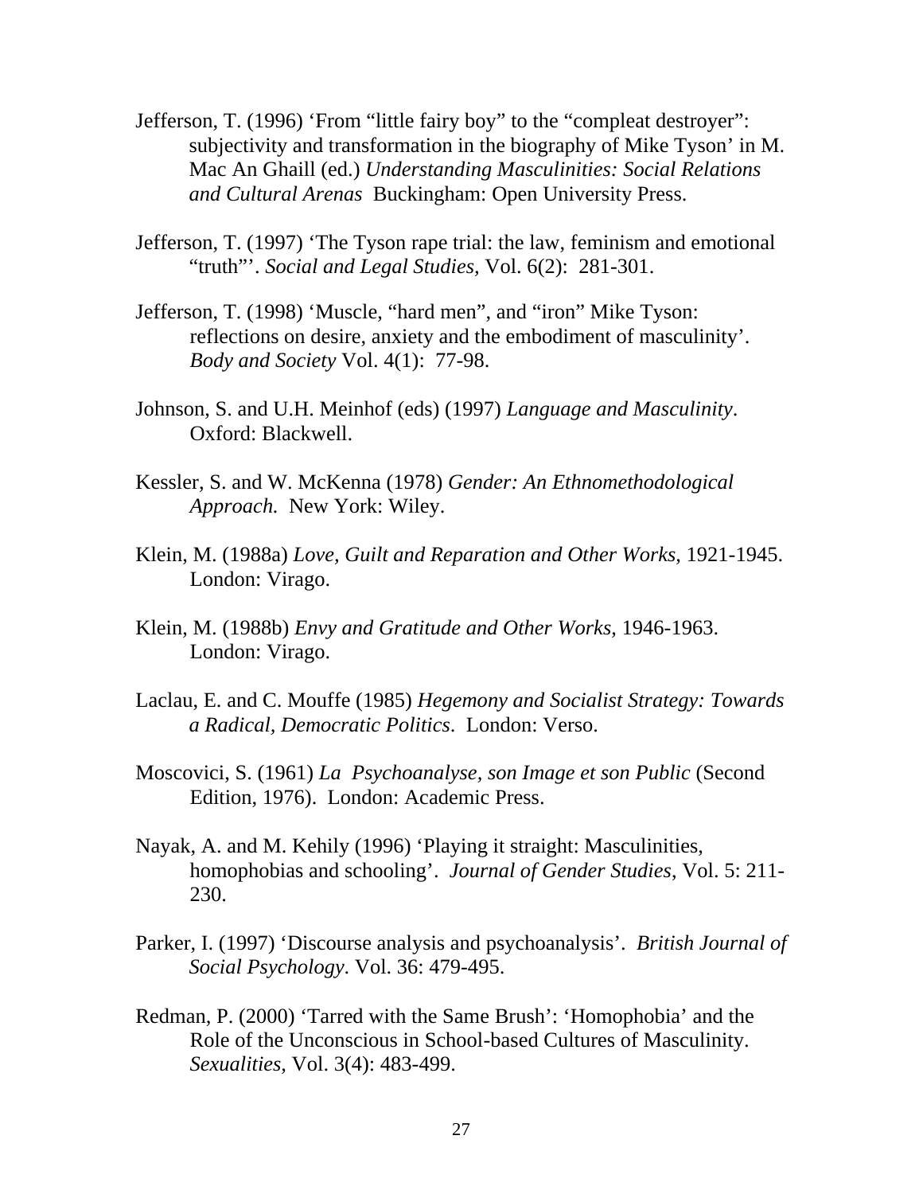Jefferson, T. (1996) 'From "little fairy boy" to the "compleat destroyer": subjectivity and transformation in the biography of Mike Tyson' in M. Mac An Ghaill (ed.) *Understanding Masculinities: Social Relations and Cultural Arenas* Buckingham: Open University Press.

Jefferson, T. (1997) 'The Tyson rape trial: the law, feminism and emotional "truth"'. *Social and Legal Studies,* Vol. 6(2): 281-301.

Jefferson, T. (1998) 'Muscle, "hard men", and "iron" Mike Tyson: reflections on desire, anxiety and the embodiment of masculinity'. *Body and Society* Vol. 4(1): 77-98.

Johnson, S. and U.H. Meinhof (eds) (1997) *Language and Masculinity*. Oxford: Blackwell.

Kessler, S. and W. McKenna (1978) *Gender: An Ethnomethodological Approach.* New York: Wiley.

Klein, M. (1988a) *Love, Guilt and Reparation and Other Works,* 1921-1945. London: Virago.

Klein, M. (1988b) *Envy and Gratitude and Other Works,* 1946-1963. London: Virago.

Laclau, E. and C. Mouffe (1985) *Hegemony and Socialist Strategy: Towards a Radical, Democratic Politics*. London: Verso.

Moscovici, S. (1961) *La Psychoanalyse, son Image et son Public* (Second Edition, 1976). London: Academic Press.

Nayak, A. and M. Kehily (1996) 'Playing it straight: Masculinities, homophobias and schooling'. *Journal of Gender Studies*, Vol. 5: 211-230.

Parker, I. (1997) 'Discourse analysis and psychoanalysis'. *British Journal of Social Psychology*. Vol. 36: 479-495.

Redman, P. (2000) 'Tarred with the Same Brush': 'Homophobia' and the Role of the Unconscious in School-based Cultures of Masculinity. *Sexualities*, Vol. 3(4): 483-499.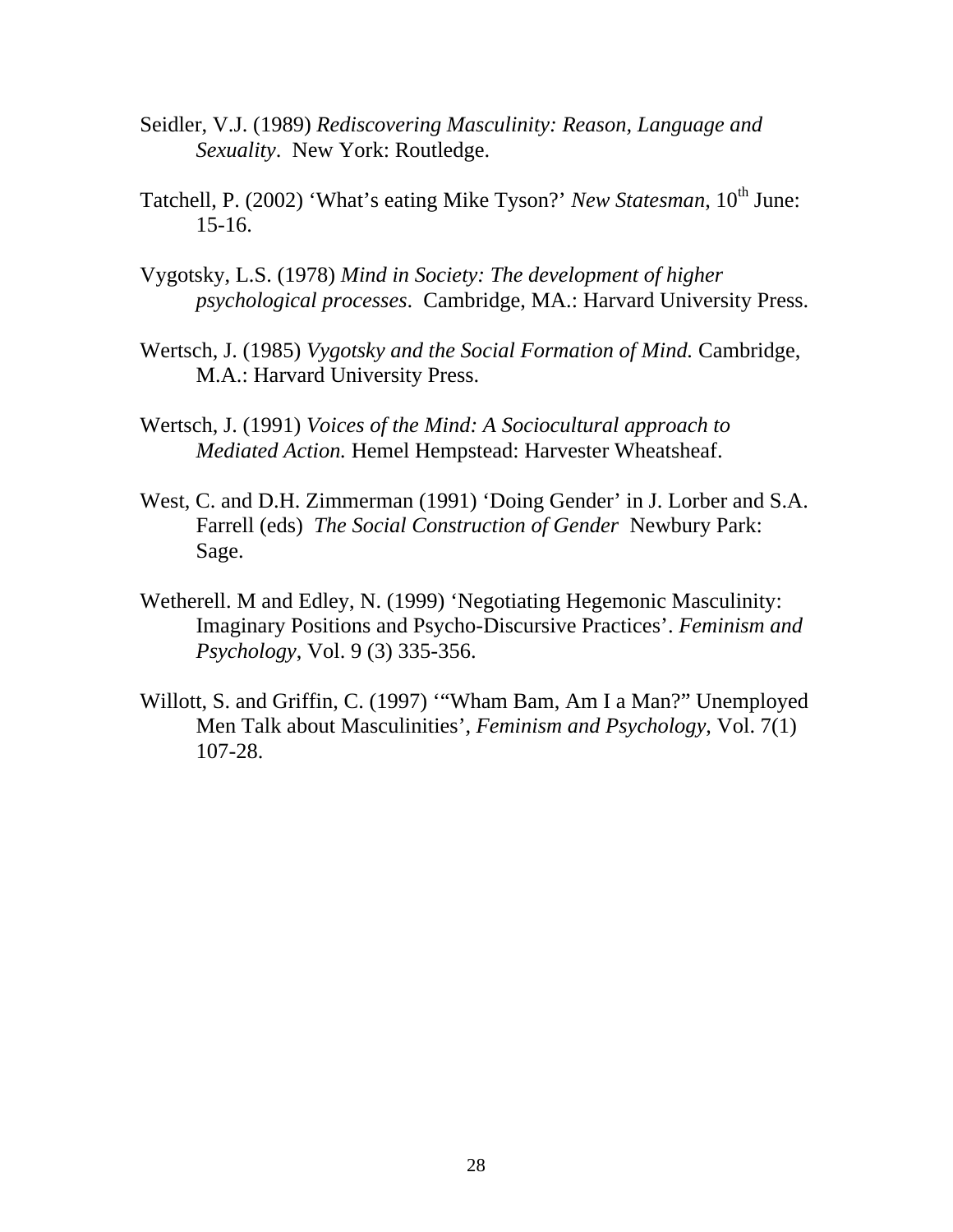Seidler, V.J. (1989) *Rediscovering Masculinity: Reason, Language and Sexuality*. New York: Routledge.

Tatchell, P. (2002) 'What's eating Mike Tyson?' *New Statesman*, 10th June: 15-16.

Vygotsky, L.S. (1978) *Mind in Society: The development of higher psychological processes*. Cambridge, MA.: Harvard University Press.

Wertsch, J. (1985) *Vygotsky and the Social Formation of Mind.* Cambridge, M.A.: Harvard University Press.

Wertsch, J. (1991) *Voices of the Mind: A Sociocultural approach to Mediated Action.* Hemel Hempstead: Harvester Wheatsheaf.

West, C. and D.H. Zimmerman (1991) 'Doing Gender' in J. Lorber and S.A. Farrell (eds) *The Social Construction of Gender* Newbury Park: Sage.

Wetherell. M and Edley, N. (1999) 'Negotiating Hegemonic Masculinity: Imaginary Positions and Psycho-Discursive Practices'. *Feminism and Psychology*, Vol. 9 (3) 335-356.

Willott, S. and Griffin, C. (1997) '"Wham Bam, Am I a Man?" Unemployed Men Talk about Masculinities', *Feminism and Psychology*, Vol. 7(1) 107-28.